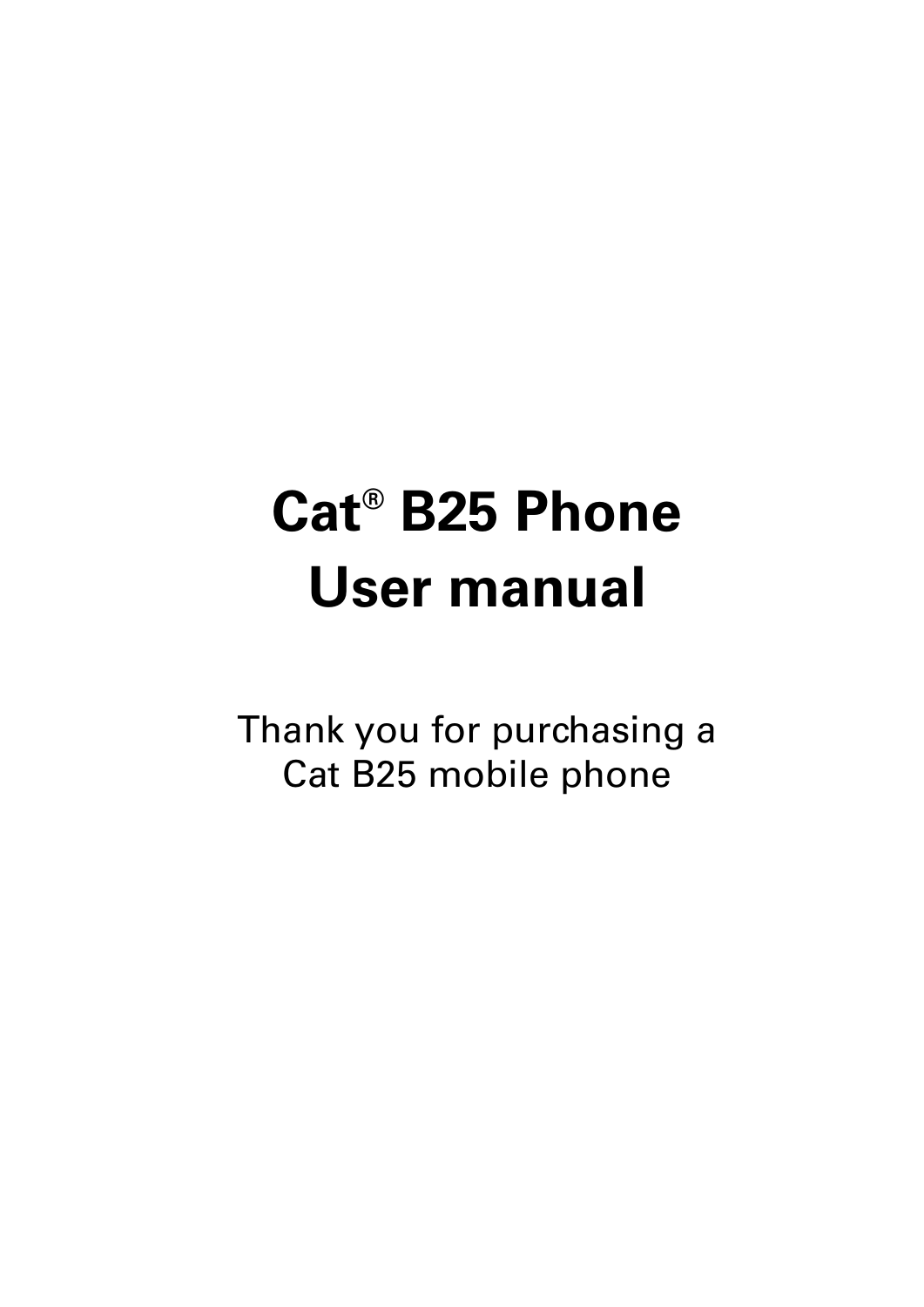# Cat® B25 Phone
# User manual

Thank you for purchasing a
Cat B25 mobile phone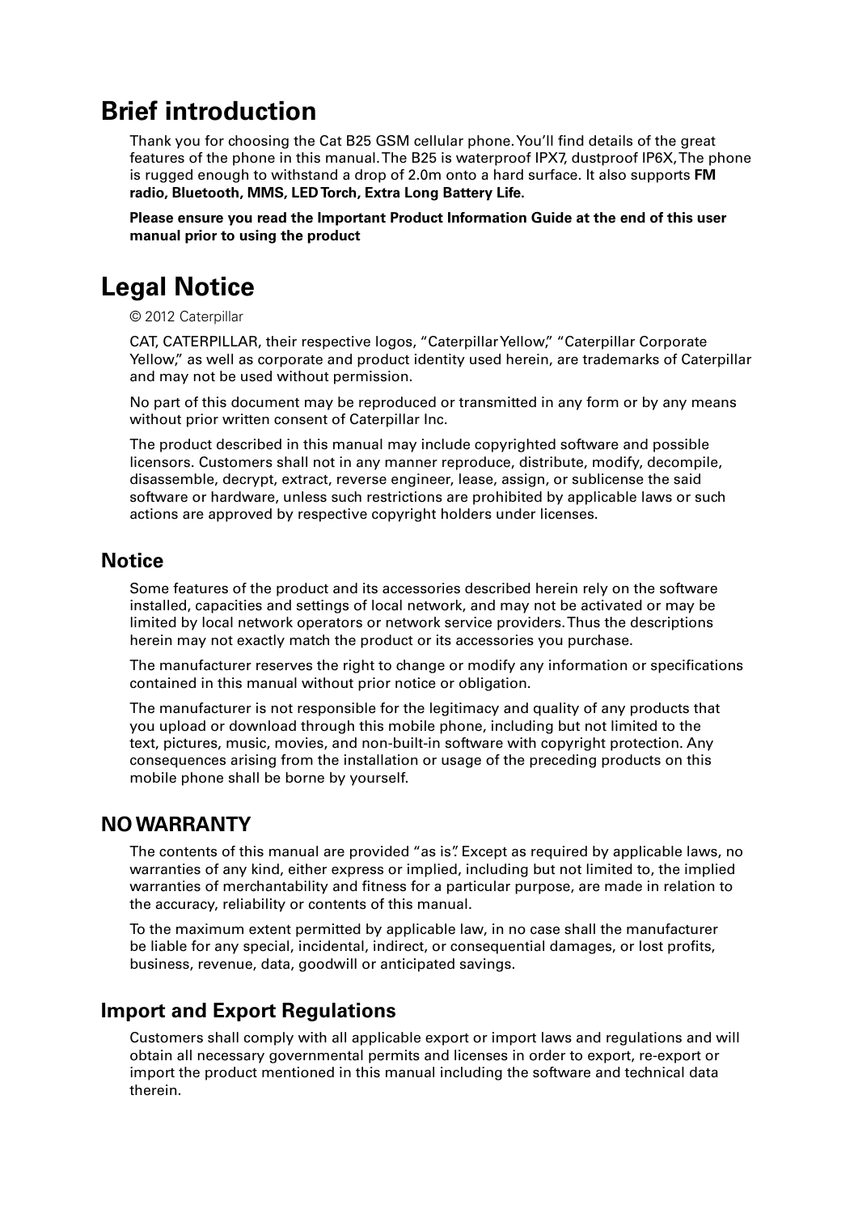# Brief introduction

Thank you for choosing the Cat B25 GSM cellular phone. You'll find details of the great features of the phone in this manual. The B25 is waterproof IPX7, dustproof IP6X, The phone is rugged enough to withstand a drop of 2.0m onto a hard surface. It also supports **FM radio, Bluetooth, MMS, LED Torch, Extra Long Battery Life.**

**Please ensure you read the Important Product Information Guide at the end of this user manual prior to using the product**

# Legal Notice

© 2012 Caterpillar

CAT, CATERPILLAR, their respective logos, "Caterpillar Yellow," "Caterpillar Corporate Yellow," as well as corporate and product identity used herein, are trademarks of Caterpillar and may not be used without permission.

No part of this document may be reproduced or transmitted in any form or by any means without prior written consent of Caterpillar Inc.

The product described in this manual may include copyrighted software and possible licensors. Customers shall not in any manner reproduce, distribute, modify, decompile, disassemble, decrypt, extract, reverse engineer, lease, assign, or sublicense the said software or hardware, unless such restrictions are prohibited by applicable laws or such actions are approved by respective copyright holders under licenses.

## Notice

Some features of the product and its accessories described herein rely on the software installed, capacities and settings of local network, and may not be activated or may be limited by local network operators or network service providers. Thus the descriptions herein may not exactly match the product or its accessories you purchase.

The manufacturer reserves the right to change or modify any information or specifications contained in this manual without prior notice or obligation.

The manufacturer is not responsible for the legitimacy and quality of any products that you upload or download through this mobile phone, including but not limited to the text, pictures, music, movies, and non-built-in software with copyright protection. Any consequences arising from the installation or usage of the preceding products on this mobile phone shall be borne by yourself.

## NO WARRANTY

The contents of this manual are provided "as is". Except as required by applicable laws, no warranties of any kind, either express or implied, including but not limited to, the implied warranties of merchantability and fitness for a particular purpose, are made in relation to the accuracy, reliability or contents of this manual.

To the maximum extent permitted by applicable law, in no case shall the manufacturer be liable for any special, incidental, indirect, or consequential damages, or lost profits, business, revenue, data, goodwill or anticipated savings.

## Import and Export Regulations

Customers shall comply with all applicable export or import laws and regulations and will obtain all necessary governmental permits and licenses in order to export, re-export or import the product mentioned in this manual including the software and technical data therein.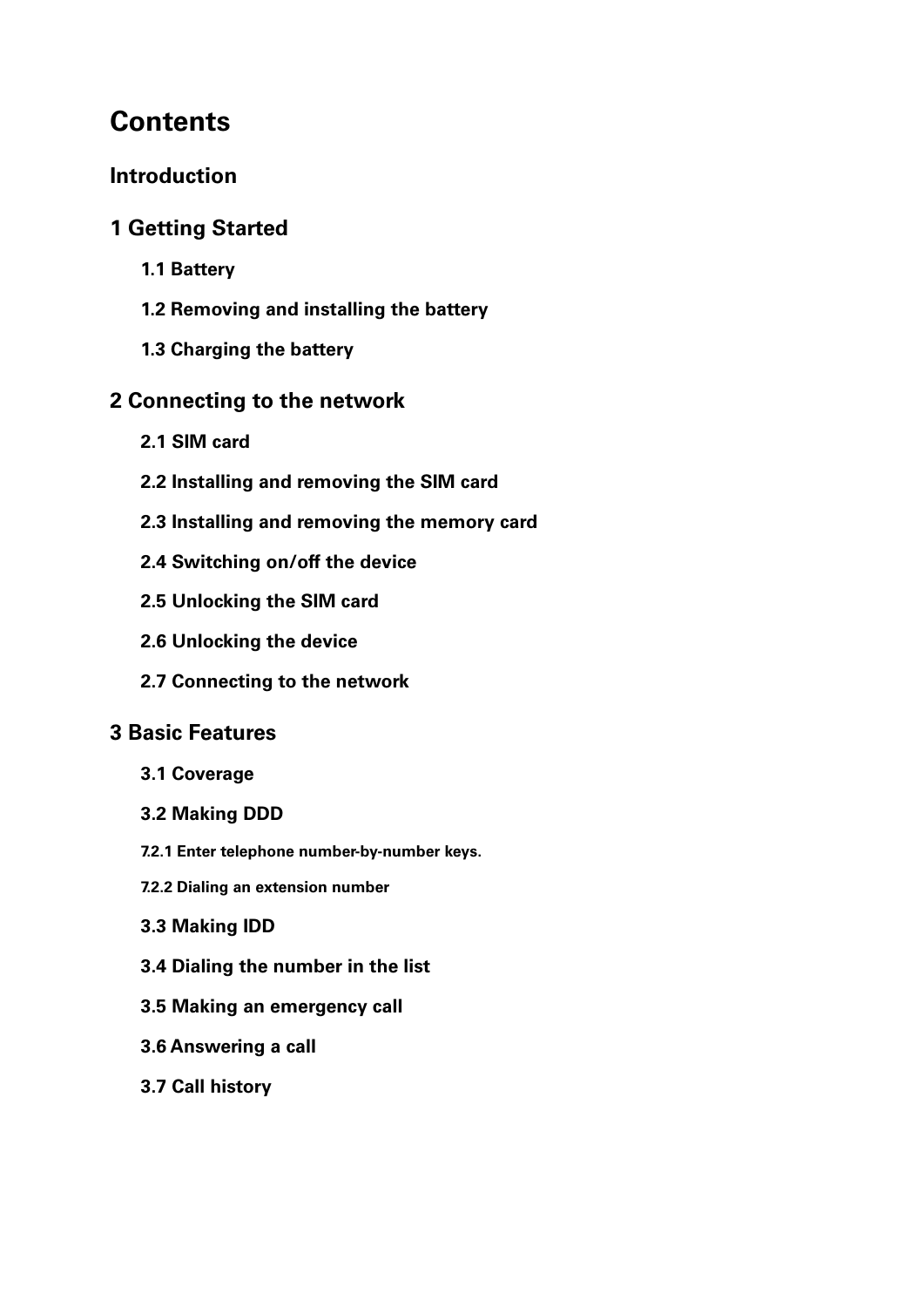# Contents

## Introduction

## 1 Getting Started

### 1.1 Battery

### 1.2 Removing and installing the battery

### 1.3 Charging the battery

## 2 Connecting to the network

### 2.1 SIM card

### 2.2 Installing and removing the SIM card

### 2.3 Installing and removing the memory card

### 2.4 Switching on/off the device

### 2.5 Unlocking the SIM card

### 2.6 Unlocking the device

### 2.7 Connecting to the network

## 3 Basic Features

### 3.1 Coverage

### 3.2 Making DDD

#### 7.2.1 Enter telephone number-by-number keys.

#### 7.2.2 Dialing an extension number

### 3.3 Making IDD

### 3.4 Dialing the number in the list

### 3.5 Making an emergency call

### 3.6 Answering a call

### 3.7 Call history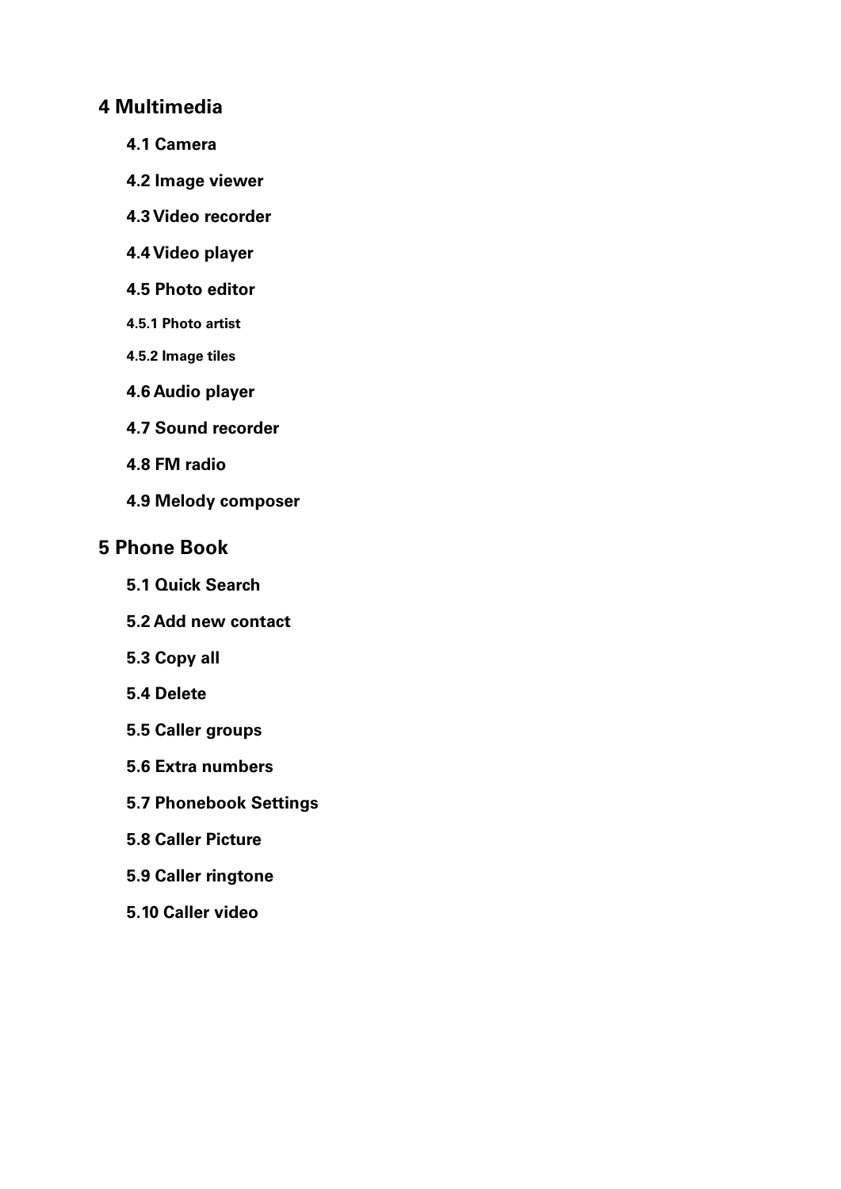# 4 Multimedia

## 4.1 Camera

## 4.2 Image viewer

## 4.3 Video recorder

## 4.4 Video player

## 4.5 Photo editor

### 4.5.1 Photo artist

### 4.5.2 Image tiles

## 4.6 Audio player

## 4.7 Sound recorder

## 4.8 FM radio

## 4.9 Melody composer

# 5 Phone Book

## 5.1 Quick Search

## 5.2 Add new contact

## 5.3 Copy all

## 5.4 Delete

## 5.5 Caller groups

## 5.6 Extra numbers

## 5.7 Phonebook Settings

## 5.8 Caller Picture

## 5.9 Caller ringtone

## 5.10 Caller video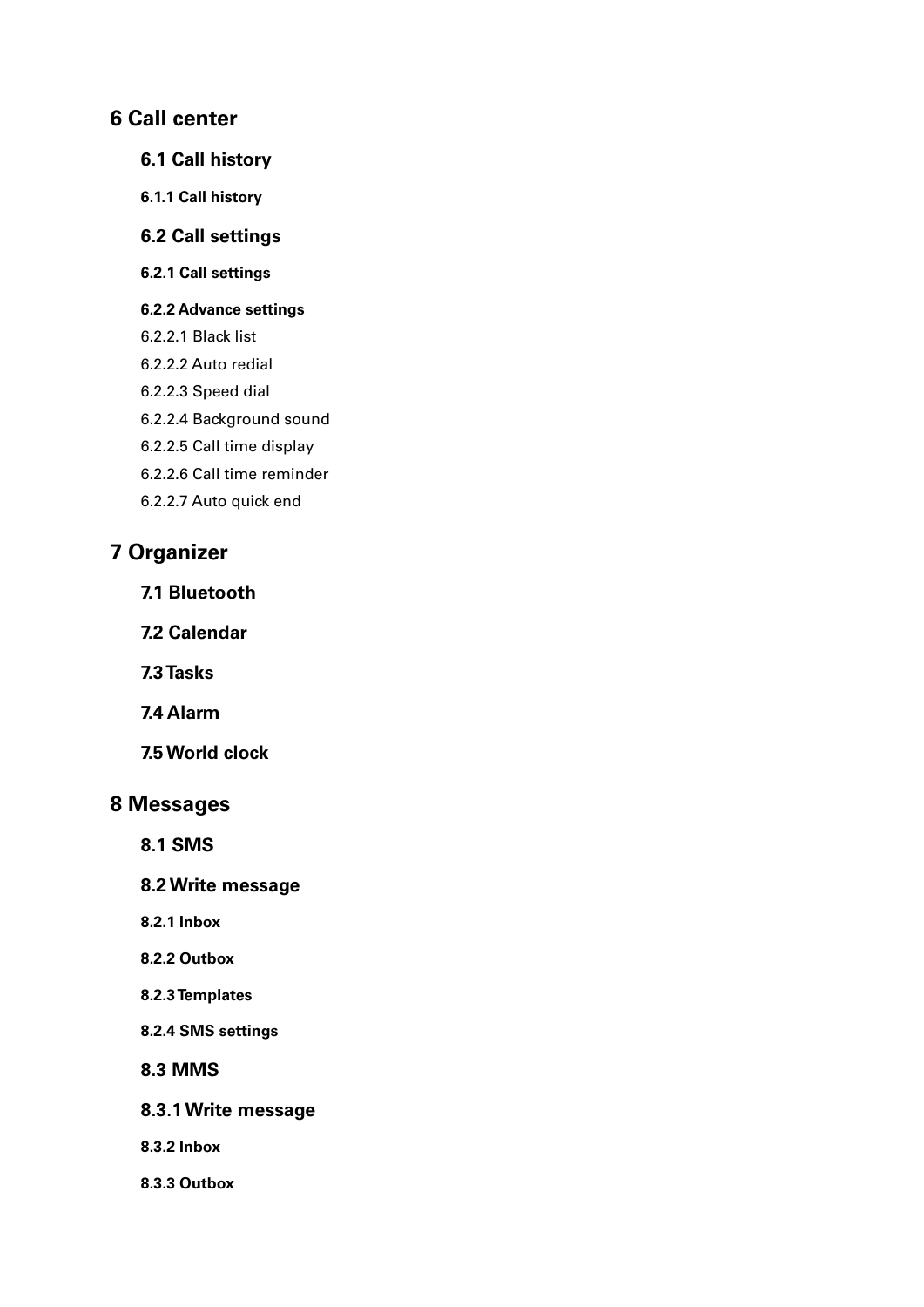# 6 Call center

## 6.1 Call history

### 6.1.1 Call history

## 6.2 Call settings

### 6.2.1 Call settings

### 6.2.2 Advance settings

6.2.2.1 Black list

6.2.2.2 Auto redial

6.2.2.3 Speed dial

6.2.2.4 Background sound

6.2.2.5 Call time display

6.2.2.6 Call time reminder

6.2.2.7 Auto quick end

# 7 Organizer

## 7.1 Bluetooth

## 7.2 Calendar

## 7.3 Tasks

## 7.4 Alarm

## 7.5 World clock

# 8 Messages

## 8.1 SMS

## 8.2 Write message

### 8.2.1 Inbox

### 8.2.2 Outbox

### 8.2.3 Templates

### 8.2.4 SMS settings

## 8.3 MMS

## 8.3.1 Write message

### 8.3.2 Inbox

### 8.3.3 Outbox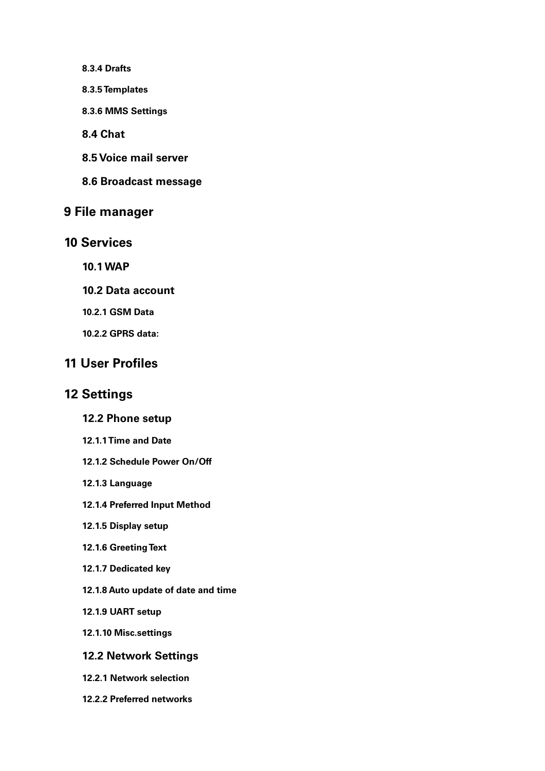#### 8.3.4 Drafts

#### 8.3.5 Templates

#### 8.3.6 MMS Settings

### 8.4 Chat

### 8.5 Voice mail server

### 8.6 Broadcast message

## 9 File manager

## 10 Services

### 10.1 WAP

### 10.2 Data account

#### 10.2.1 GSM Data

#### 10.2.2 GPRS data:

## 11 User Profiles

## 12 Settings

### 12.2 Phone setup

#### 12.1.1 Time and Date

#### 12.1.2 Schedule Power On/Off

#### 12.1.3 Language

#### 12.1.4 Preferred Input Method

#### 12.1.5 Display setup

#### 12.1.6 Greeting Text

#### 12.1.7 Dedicated key

#### 12.1.8 Auto update of date and time

#### 12.1.9 UART setup

#### 12.1.10 Misc.settings

### 12.2 Network Settings

#### 12.2.1 Network selection

#### 12.2.2 Preferred networks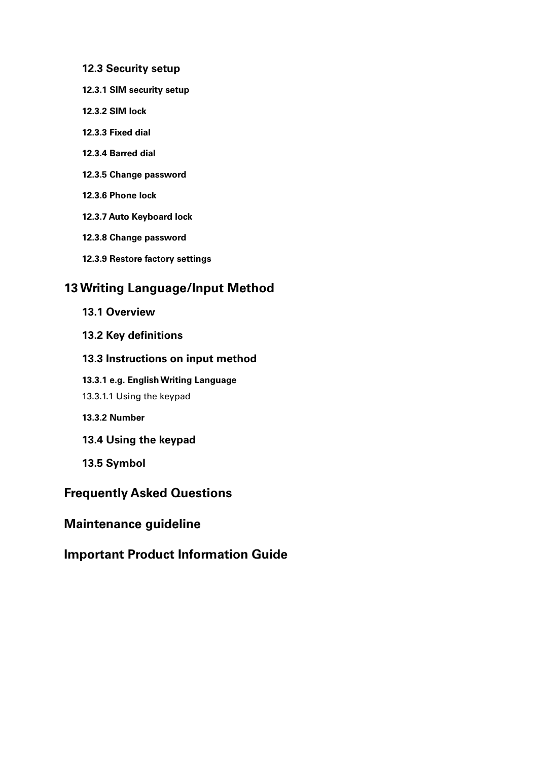### 12.3 Security setup

#### 12.3.1 SIM security setup

#### 12.3.2 SIM lock

#### 12.3.3 Fixed dial

#### 12.3.4 Barred dial

#### 12.3.5 Change password

#### 12.3.6 Phone lock

#### 12.3.7 Auto Keyboard lock

#### 12.3.8 Change password

#### 12.3.9 Restore factory settings

## 13 Writing Language/Input Method

### 13.1 Overview

### 13.2 Key definitions

### 13.3 Instructions on input method

#### 13.3.1 e.g. English Writing Language

13.3.1.1 Using the keypad

#### 13.3.2 Number

### 13.4 Using the keypad

### 13.5 Symbol

## Frequently Asked Questions

## Maintenance guideline

## Important Product Information Guide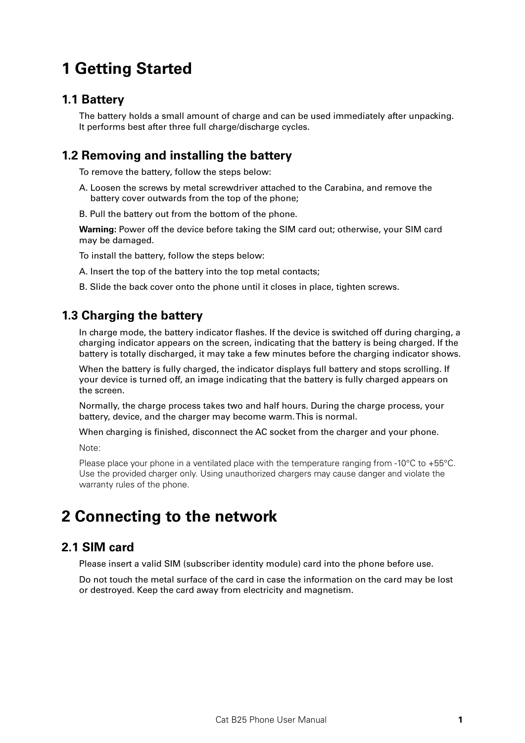# 1 Getting Started

## 1.1 Battery

The battery holds a small amount of charge and can be used immediately after unpacking. It performs best after three full charge/discharge cycles.

## 1.2 Removing and installing the battery

To remove the battery, follow the steps below:

A. Loosen the screws by metal screwdriver attached to the Carabina, and remove the battery cover outwards from the top of the phone;

B. Pull the battery out from the bottom of the phone.

**Warning:** Power off the device before taking the SIM card out; otherwise, your SIM card may be damaged.

To install the battery, follow the steps below:

A. Insert the top of the battery into the top metal contacts;

B. Slide the back cover onto the phone until it closes in place, tighten screws.

## 1.3 Charging the battery

In charge mode, the battery indicator flashes. If the device is switched off during charging, a charging indicator appears on the screen, indicating that the battery is being charged. If the battery is totally discharged, it may take a few minutes before the charging indicator shows.

When the battery is fully charged, the indicator displays full battery and stops scrolling. If your device is turned off, an image indicating that the battery is fully charged appears on the screen.

Normally, the charge process takes two and half hours. During the charge process, your battery, device, and the charger may become warm. This is normal.

When charging is finished, disconnect the AC socket from the charger and your phone.

Note:

Please place your phone in a ventilated place with the temperature ranging from -10°C to +55°C. Use the provided charger only. Using unauthorized chargers may cause danger and violate the warranty rules of the phone.

# 2 Connecting to the network

## 2.1 SIM card

Please insert a valid SIM (subscriber identity module) card into the phone before use.

Do not touch the metal surface of the card in case the information on the card may be lost or destroyed. Keep the card away from electricity and magnetism.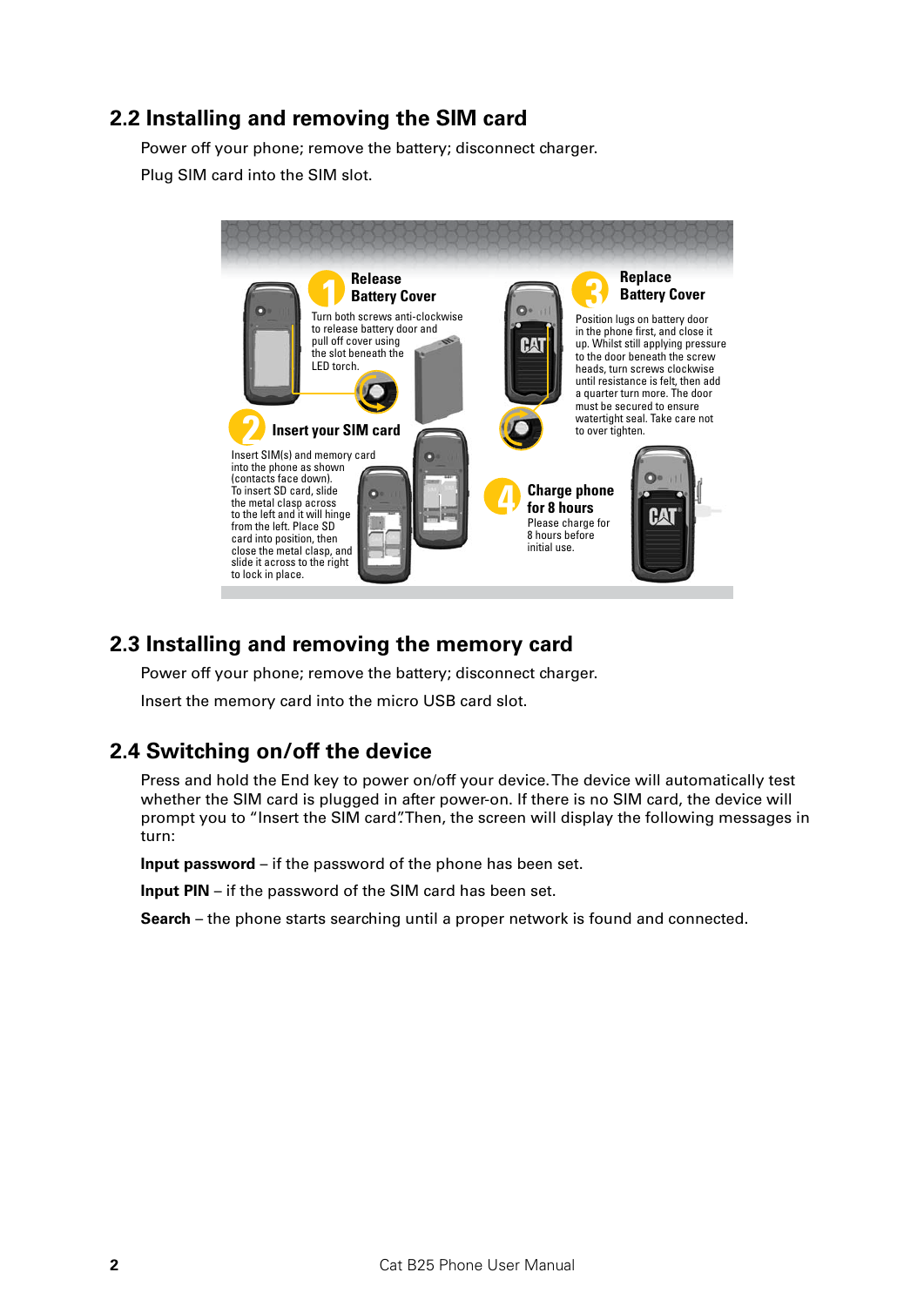## 2.2 Installing and removing the SIM card

Power off your phone; remove the battery; disconnect charger.

Plug SIM card into the SIM slot.

**1 Release Battery Cover**

Turn both screws anti-clockwise to release battery door and pull off cover using the slot beneath the LED torch.

**2 Insert your SIM card**

Insert SIM(s) and memory card into the phone as shown (contacts face down). To insert SD card, slide the metal clasp across to the left and it will hinge from the left. Place SD card into position, then close the metal clasp, and slide it across to the right to lock in place.

**3 Replace Battery Cover**

Position lugs on battery door in the phone first, and close it up. Whilst still applying pressure to the door beneath the screw heads, turn screws clockwise until resistance is felt, then add a quarter turn more. The door must be secured to ensure watertight seal. Take care not to over tighten.

**4 Charge phone for 8 hours**

Please charge for 8 hours before initial use.

## 2.3 Installing and removing the memory card

Power off your phone; remove the battery; disconnect charger.

Insert the memory card into the micro USB card slot.

## 2.4 Switching on/off the device

Press and hold the End key to power on/off your device. The device will automatically test whether the SIM card is plugged in after power-on. If there is no SIM card, the device will prompt you to "Insert the SIM card". Then, the screen will display the following messages in turn:

**Input password** – if the password of the phone has been set.

**Input PIN** – if the password of the SIM card has been set.

**Search** – the phone starts searching until a proper network is found and connected.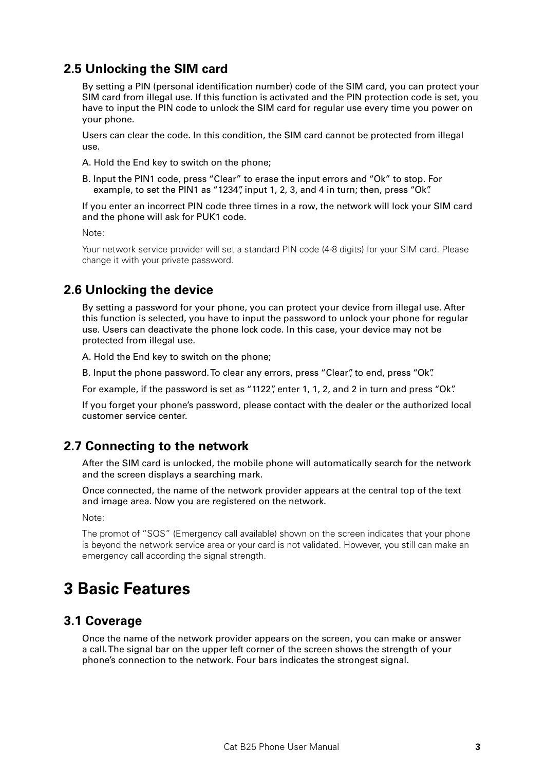## 2.5 Unlocking the SIM card

By setting a PIN (personal identification number) code of the SIM card, you can protect your SIM card from illegal use. If this function is activated and the PIN protection code is set, you have to input the PIN code to unlock the SIM card for regular use every time you power on your phone.

Users can clear the code. In this condition, the SIM card cannot be protected from illegal use.

A. Hold the End key to switch on the phone;

B. Input the PIN1 code, press "Clear" to erase the input errors and "Ok" to stop. For example, to set the PIN1 as "1234", input 1, 2, 3, and 4 in turn; then, press "Ok".

If you enter an incorrect PIN code three times in a row, the network will lock your SIM card and the phone will ask for PUK1 code.

Note:

Your network service provider will set a standard PIN code (4-8 digits) for your SIM card. Please change it with your private password.

## 2.6 Unlocking the device

By setting a password for your phone, you can protect your device from illegal use. After this function is selected, you have to input the password to unlock your phone for regular use. Users can deactivate the phone lock code. In this case, your device may not be protected from illegal use.

A. Hold the End key to switch on the phone;

B. Input the phone password. To clear any errors, press "Clear", to end, press "Ok".

For example, if the password is set as "1122", enter 1, 1, 2, and 2 in turn and press "Ok".

If you forget your phone's password, please contact with the dealer or the authorized local customer service center.

## 2.7 Connecting to the network

After the SIM card is unlocked, the mobile phone will automatically search for the network and the screen displays a searching mark.

Once connected, the name of the network provider appears at the central top of the text and image area. Now you are registered on the network.

Note:

The prompt of "SOS" (Emergency call available) shown on the screen indicates that your phone is beyond the network service area or your card is not validated. However, you still can make an emergency call according the signal strength.

# 3 Basic Features

## 3.1 Coverage

Once the name of the network provider appears on the screen, you can make or answer a call. The signal bar on the upper left corner of the screen shows the strength of your phone's connection to the network. Four bars indicates the strongest signal.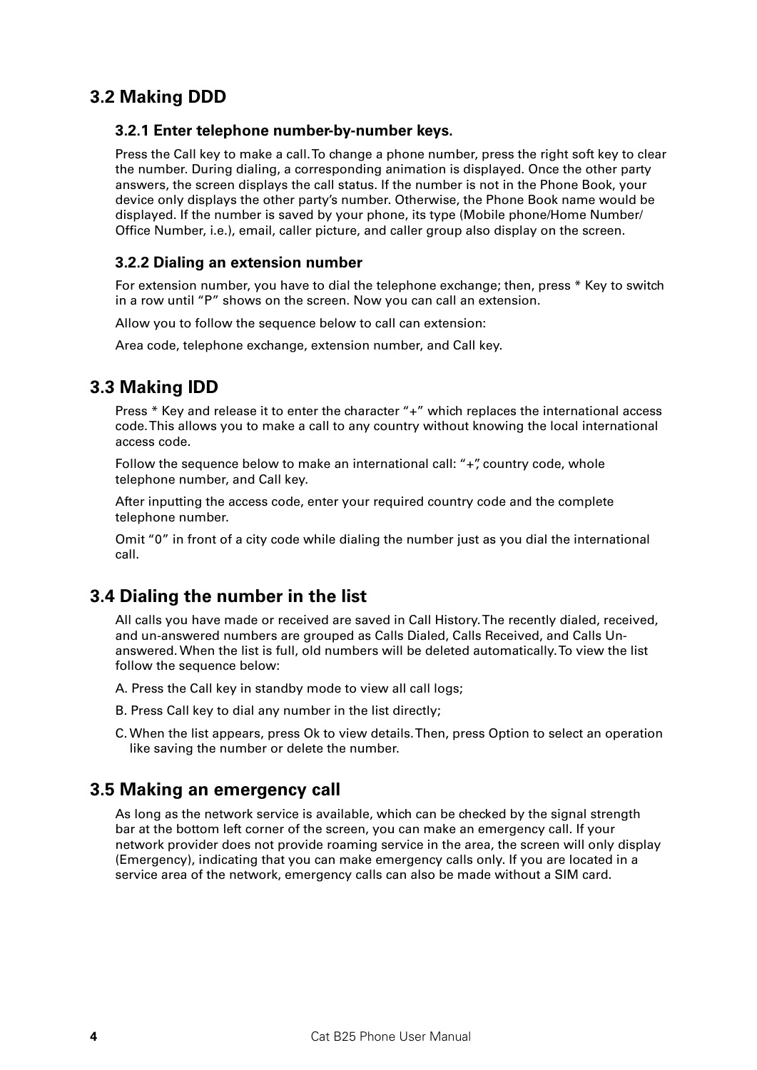## 3.2 Making DDD

### 3.2.1 Enter telephone number-by-number keys.

Press the Call key to make a call. To change a phone number, press the right soft key to clear the number. During dialing, a corresponding animation is displayed. Once the other party answers, the screen displays the call status. If the number is not in the Phone Book, your device only displays the other party's number. Otherwise, the Phone Book name would be displayed. If the number is saved by your phone, its type (Mobile phone/Home Number/ Office Number, i.e.), email, caller picture, and caller group also display on the screen.

### 3.2.2 Dialing an extension number

For extension number, you have to dial the telephone exchange; then, press * Key to switch in a row until "P" shows on the screen. Now you can call an extension.

Allow you to follow the sequence below to call can extension:

Area code, telephone exchange, extension number, and Call key.

## 3.3 Making IDD

Press * Key and release it to enter the character "+" which replaces the international access code. This allows you to make a call to any country without knowing the local international access code.

Follow the sequence below to make an international call: "+", country code, whole telephone number, and Call key.

After inputting the access code, enter your required country code and the complete telephone number.

Omit "0" in front of a city code while dialing the number just as you dial the international call.

## 3.4 Dialing the number in the list

All calls you have made or received are saved in Call History. The recently dialed, received, and un-answered numbers are grouped as Calls Dialed, Calls Received, and Calls Un-answered. When the list is full, old numbers will be deleted automatically. To view the list follow the sequence below:

A. Press the Call key in standby mode to view all call logs;

B. Press Call key to dial any number in the list directly;

C. When the list appears, press Ok to view details. Then, press Option to select an operation like saving the number or delete the number.

## 3.5 Making an emergency call

As long as the network service is available, which can be checked by the signal strength bar at the bottom left corner of the screen, you can make an emergency call. If your network provider does not provide roaming service in the area, the screen will only display (Emergency), indicating that you can make emergency calls only. If you are located in a service area of the network, emergency calls can also be made without a SIM card.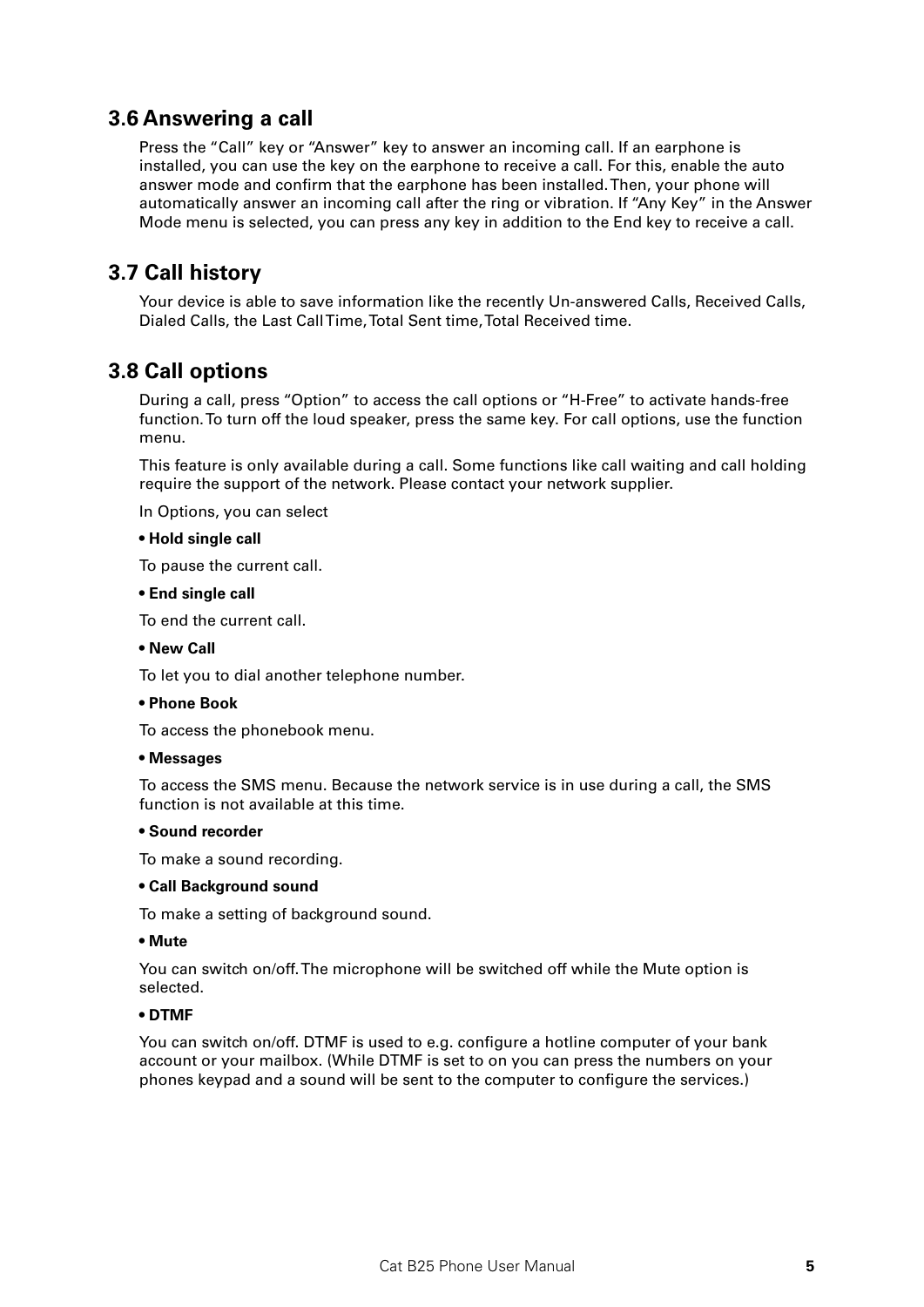## 3.6 Answering a call

Press the "Call" key or "Answer" key to answer an incoming call. If an earphone is installed, you can use the key on the earphone to receive a call. For this, enable the auto answer mode and confirm that the earphone has been installed. Then, your phone will automatically answer an incoming call after the ring or vibration. If "Any Key" in the Answer Mode menu is selected, you can press any key in addition to the End key to receive a call.

## 3.7 Call history

Your device is able to save information like the recently Un-answered Calls, Received Calls, Dialed Calls, the Last Call Time, Total Sent time, Total Received time.

## 3.8 Call options

During a call, press "Option" to access the call options or "H-Free" to activate hands-free function. To turn off the loud speaker, press the same key. For call options, use the function menu.

This feature is only available during a call. Some functions like call waiting and call holding require the support of the network. Please contact your network supplier.

In Options, you can select

- **Hold single call**

To pause the current call.

- **End single call**

To end the current call.

- **New Call**

To let you to dial another telephone number.

- **Phone Book**

To access the phonebook menu.

- **Messages**

To access the SMS menu. Because the network service is in use during a call, the SMS function is not available at this time.

- **Sound recorder**

To make a sound recording.

- **Call Background sound**

To make a setting of background sound.

- **Mute**

You can switch on/off. The microphone will be switched off while the Mute option is selected.

- **DTMF**

You can switch on/off. DTMF is used to e.g. configure a hotline computer of your bank account or your mailbox. (While DTMF is set to on you can press the numbers on your phones keypad and a sound will be sent to the computer to configure the services.)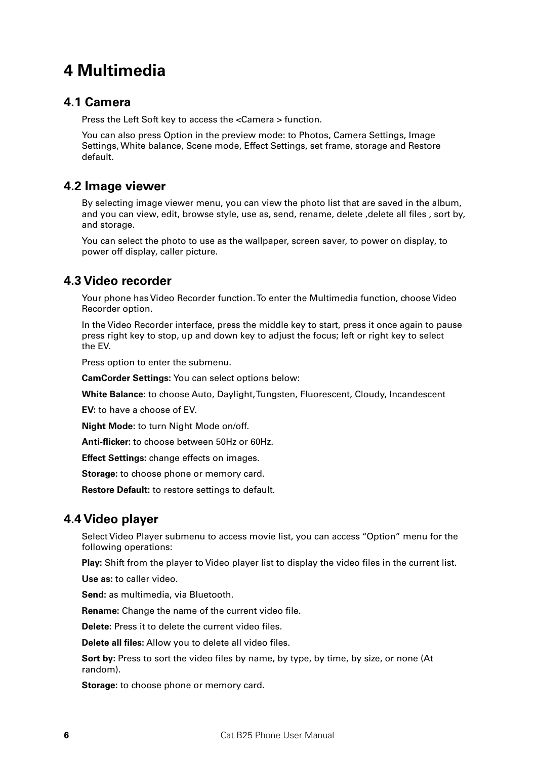# 4 Multimedia

## 4.1 Camera

Press the Left Soft key to access the <Camera > function.

You can also press Option in the preview mode: to Photos, Camera Settings, Image Settings, White balance, Scene mode, Effect Settings, set frame, storage and Restore default.

## 4.2 Image viewer

By selecting image viewer menu, you can view the photo list that are saved in the album, and you can view, edit, browse style, use as, send, rename, delete ,delete all files , sort by, and storage.

You can select the photo to use as the wallpaper, screen saver, to power on display, to power off display, caller picture.

## 4.3 Video recorder

Your phone has Video Recorder function. To enter the Multimedia function, choose Video Recorder option.

In the Video Recorder interface, press the middle key to start, press it once again to pause press right key to stop, up and down key to adjust the focus; left or right key to select the EV.

Press option to enter the submenu.

**CamCorder Settings:** You can select options below:

**White Balance:** to choose Auto, Daylight, Tungsten, Fluorescent, Cloudy, Incandescent

**EV:** to have a choose of EV.

**Night Mode:** to turn Night Mode on/off.

**Anti-flicker:** to choose between 50Hz or 60Hz.

**Effect Settings:** change effects on images.

**Storage:** to choose phone or memory card.

**Restore Default:** to restore settings to default.

## 4.4 Video player

Select Video Player submenu to access movie list, you can access “Option” menu for the following operations:

**Play:** Shift from the player to Video player list to display the video files in the current list.

**Use as:** to caller video.

**Send:** as multimedia, via Bluetooth.

**Rename:** Change the name of the current video file.

**Delete:** Press it to delete the current video files.

**Delete all files:** Allow you to delete all video files.

**Sort by:** Press to sort the video files by name, by type, by time, by size, or none (At random).

**Storage:** to choose phone or memory card.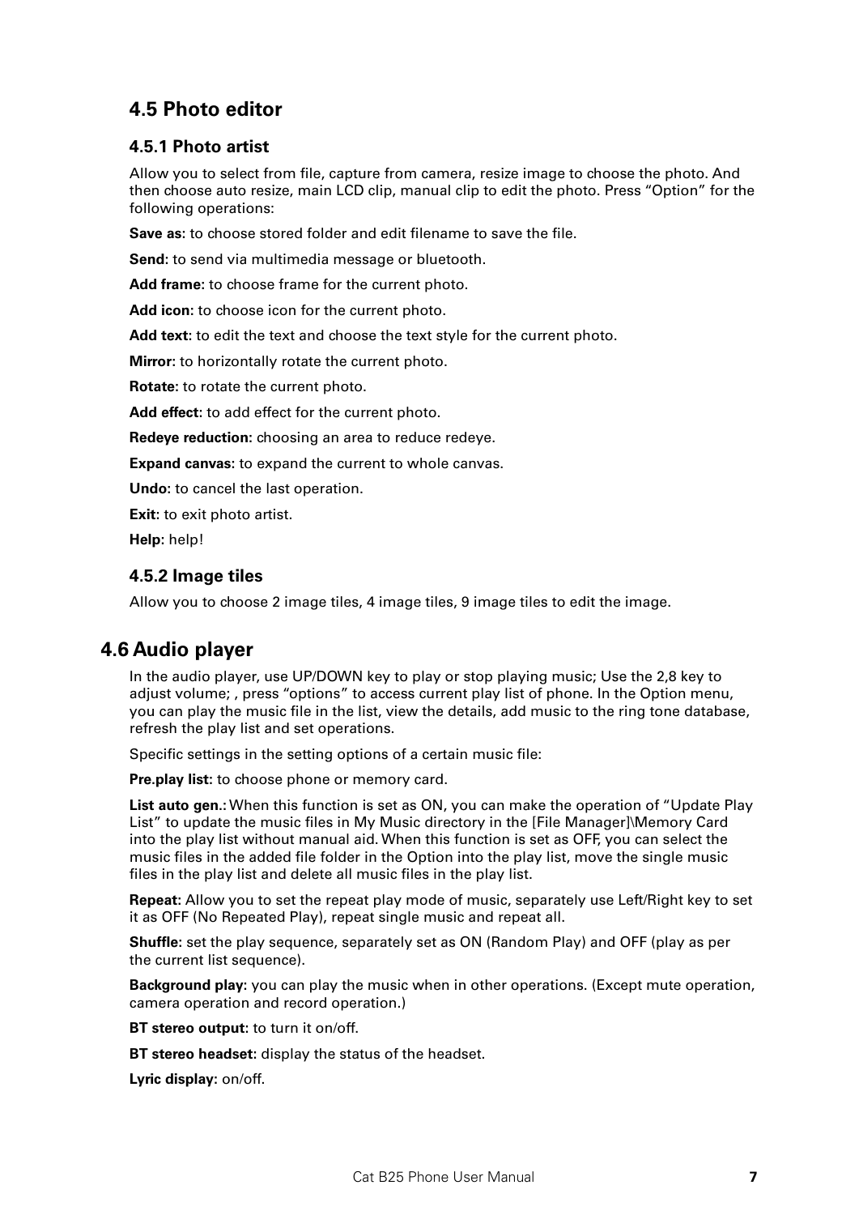## 4.5 Photo editor

### 4.5.1 Photo artist

Allow you to select from file, capture from camera, resize image to choose the photo. And then choose auto resize, main LCD clip, manual clip to edit the photo. Press “Option” for the following operations:

**Save as:** to choose stored folder and edit filename to save the file.

**Send**: to send via multimedia message or bluetooth.

**Add frame:** to choose frame for the current photo.

**Add icon:** to choose icon for the current photo.

**Add text:** to edit the text and choose the text style for the current photo.

**Mirror**: to horizontally rotate the current photo.

**Rotate:** to rotate the current photo.

**Add effect**: to add effect for the current photo.

**Redeye reduction:** choosing an area to reduce redeye.

**Expand canvas**: to expand the current to whole canvas.

**Undo:** to cancel the last operation.

**Exit:** to exit photo artist.

**Help:** help!

### 4.5.2 Image tiles

Allow you to choose 2 image tiles, 4 image tiles, 9 image tiles to edit the image.

## 4.6 Audio player

In the audio player, use UP/DOWN key to play or stop playing music; Use the 2,8 key to adjust volume; , press “options” to access current play list of phone. In the Option menu, you can play the music file in the list, view the details, add music to the ring tone database, refresh the play list and set operations.

Specific settings in the setting options of a certain music file:

**Pre.play list:** to choose phone or memory card.

**List auto gen.:** When this function is set as ON, you can make the operation of “Update Play List” to update the music files in My Music directory in the [File Manager]\Memory Card into the play list without manual aid. When this function is set as OFF, you can select the music files in the added file folder in the Option into the play list, move the single music files in the play list and delete all music files in the play list.

**Repeat:** Allow you to set the repeat play mode of music, separately use Left/Right key to set it as OFF (No Repeated Play), repeat single music and repeat all.

**Shuffle:** set the play sequence, separately set as ON (Random Play) and OFF (play as per the current list sequence).

**Background play**: you can play the music when in other operations. (Except mute operation, camera operation and record operation.)

**BT stereo output**: to turn it on/off.

**BT stereo headset**: display the status of the headset.

**Lyric display:** on/off.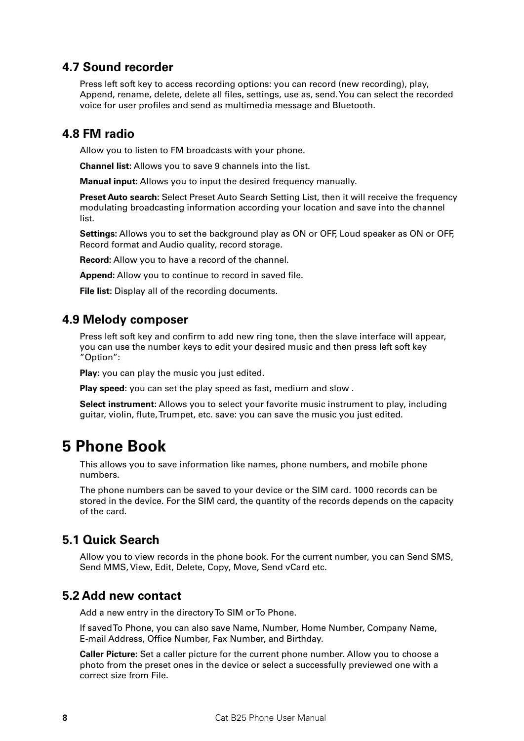## 4.7 Sound recorder

Press left soft key to access recording options: you can record (new recording), play, Append, rename, delete, delete all files, settings, use as, send. You can select the recorded voice for user profiles and send as multimedia message and Bluetooth.

## 4.8 FM radio

Allow you to listen to FM broadcasts with your phone.

**Channel list:** Allows you to save 9 channels into the list.

**Manual input:** Allows you to input the desired frequency manually.

**Preset Auto search:** Select Preset Auto Search Setting List, then it will receive the frequency modulating broadcasting information according your location and save into the channel list.

**Settings:** Allows you to set the background play as ON or OFF, Loud speaker as ON or OFF, Record format and Audio quality, record storage.

**Record:** Allow you to have a record of the channel.

**Append:** Allow you to continue to record in saved file.

**File list:** Display all of the recording documents.

## 4.9 Melody composer

Press left soft key and confirm to add new ring tone, then the slave interface will appear, you can use the number keys to edit your desired music and then press left soft key "Option":

**Play:** you can play the music you just edited.

**Play speed:** you can set the play speed as fast, medium and slow .

**Select instrument:** Allows you to select your favorite music instrument to play, including guitar, violin, flute, Trumpet, etc. save: you can save the music you just edited.

# 5 Phone Book

This allows you to save information like names, phone numbers, and mobile phone numbers.

The phone numbers can be saved to your device or the SIM card. 1000 records can be stored in the device. For the SIM card, the quantity of the records depends on the capacity of the card.

## 5.1 Quick Search

Allow you to view records in the phone book. For the current number, you can Send SMS, Send MMS, View, Edit, Delete, Copy, Move, Send vCard etc.

## 5.2 Add new contact

Add a new entry in the directory To SIM or To Phone.

If saved To Phone, you can also save Name, Number, Home Number, Company Name, E-mail Address, Office Number, Fax Number, and Birthday.

**Caller Picture:** Set a caller picture for the current phone number. Allow you to choose a photo from the preset ones in the device or select a successfully previewed one with a correct size from File.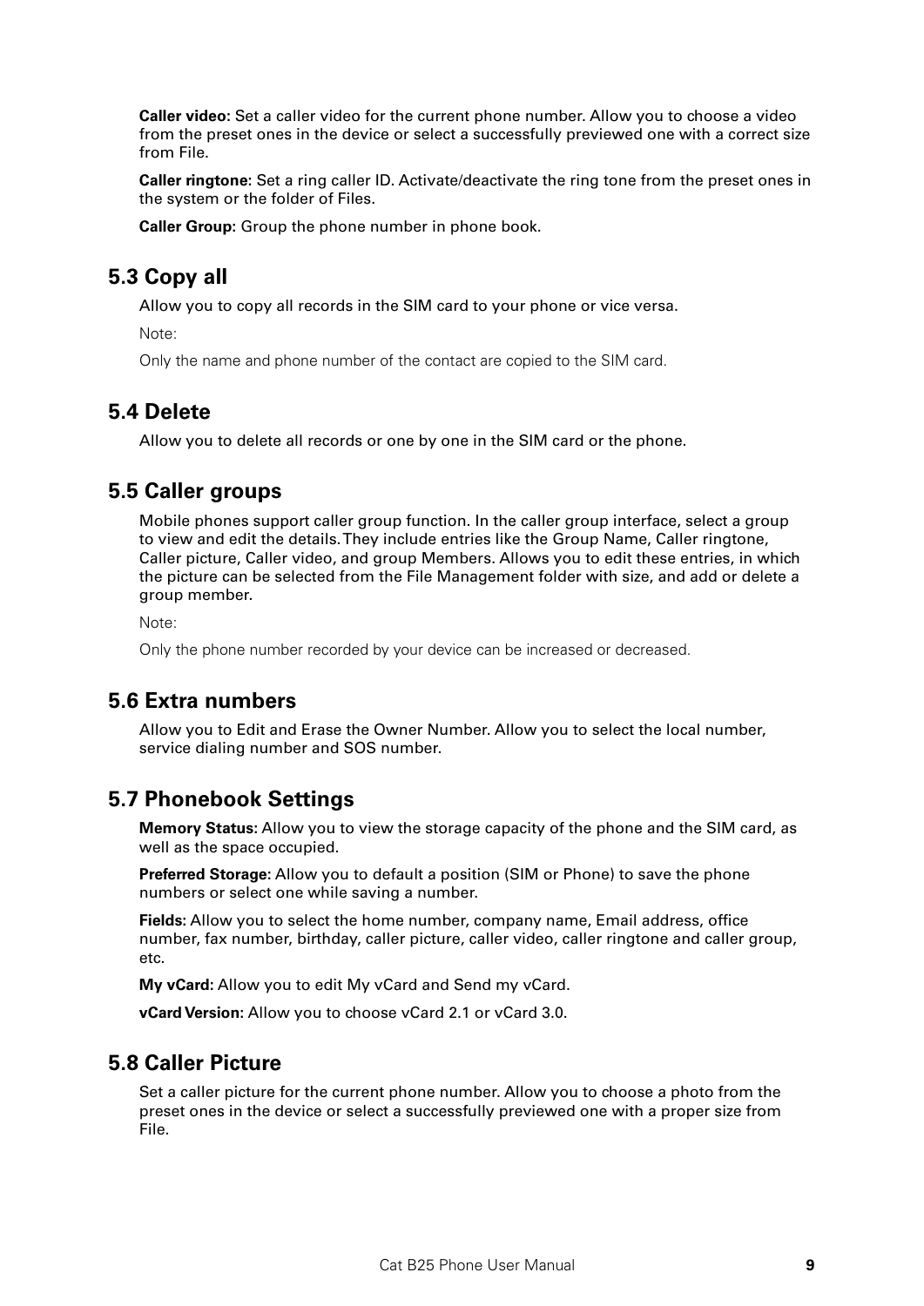**Caller video:** Set a caller video for the current phone number. Allow you to choose a video from the preset ones in the device or select a successfully previewed one with a correct size from File.

**Caller ringtone**: Set a ring caller ID. Activate/deactivate the ring tone from the preset ones in the system or the folder of Files.

**Caller Group:** Group the phone number in phone book.

## 5.3 Copy all

Allow you to copy all records in the SIM card to your phone or vice versa.

Note:

Only the name and phone number of the contact are copied to the SIM card.

## 5.4 Delete

Allow you to delete all records or one by one in the SIM card or the phone.

## 5.5 Caller groups

Mobile phones support caller group function. In the caller group interface, select a group to view and edit the details. They include entries like the Group Name, Caller ringtone, Caller picture, Caller video, and group Members. Allows you to edit these entries, in which the picture can be selected from the File Management folder with size, and add or delete a group member.

Note:

Only the phone number recorded by your device can be increased or decreased.

## 5.6 Extra numbers

Allow you to Edit and Erase the Owner Number. Allow you to select the local number, service dialing number and SOS number.

## 5.7 Phonebook Settings

**Memory Status:** Allow you to view the storage capacity of the phone and the SIM card, as well as the space occupied.

**Preferred Storage:** Allow you to default a position (SIM or Phone) to save the phone numbers or select one while saving a number.

**Fields:** Allow you to select the home number, company name, Email address, office number, fax number, birthday, caller picture, caller video, caller ringtone and caller group, etc.

**My vCard:** Allow you to edit My vCard and Send my vCard.

**vCard Version:** Allow you to choose vCard 2.1 or vCard 3.0.

## 5.8 Caller Picture

Set a caller picture for the current phone number. Allow you to choose a photo from the preset ones in the device or select a successfully previewed one with a proper size from File.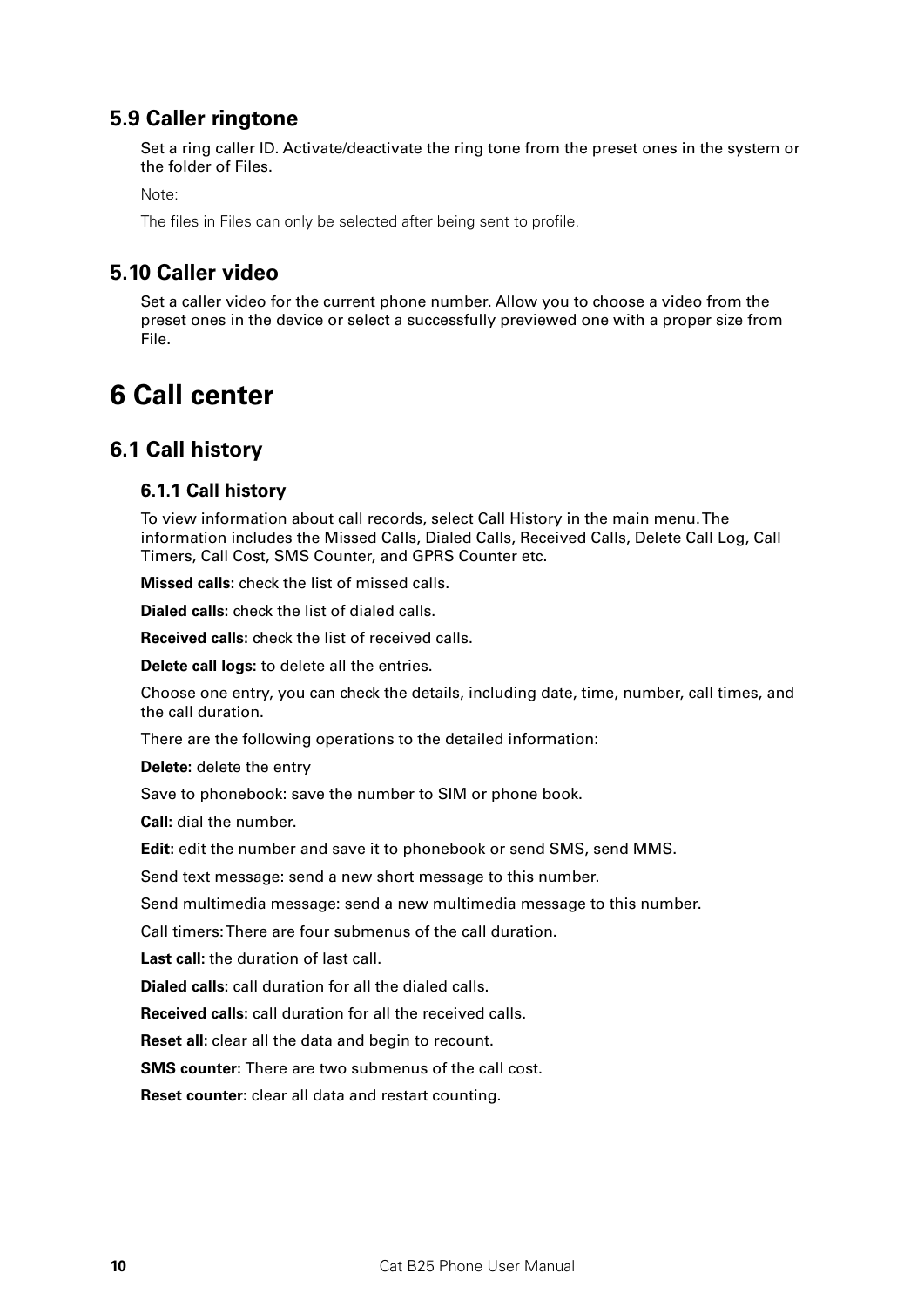## 5.9 Caller ringtone

Set a ring caller ID. Activate/deactivate the ring tone from the preset ones in the system or the folder of Files.

Note:

The files in Files can only be selected after being sent to profile.

## 5.10 Caller video

Set a caller video for the current phone number. Allow you to choose a video from the preset ones in the device or select a successfully previewed one with a proper size from File.

# 6 Call center

## 6.1 Call history

### 6.1.1 Call history

To view information about call records, select Call History in the main menu. The information includes the Missed Calls, Dialed Calls, Received Calls, Delete Call Log, Call Timers, Call Cost, SMS Counter, and GPRS Counter etc.

**Missed calls:** check the list of missed calls.

**Dialed calls:** check the list of dialed calls.

**Received calls:** check the list of received calls.

**Delete call logs:** to delete all the entries.

Choose one entry, you can check the details, including date, time, number, call times, and the call duration.

There are the following operations to the detailed information:

**Delete:** delete the entry

Save to phonebook: save the number to SIM or phone book.

**Call:** dial the number.

**Edit:** edit the number and save it to phonebook or send SMS, send MMS.

Send text message: send a new short message to this number.

Send multimedia message: send a new multimedia message to this number.

Call timers: There are four submenus of the call duration.

**Last call:** the duration of last call.

**Dialed calls:** call duration for all the dialed calls.

**Received calls:** call duration for all the received calls.

**Reset all:** clear all the data and begin to recount.

**SMS counter:** There are two submenus of the call cost.

**Reset counter:** clear all data and restart counting.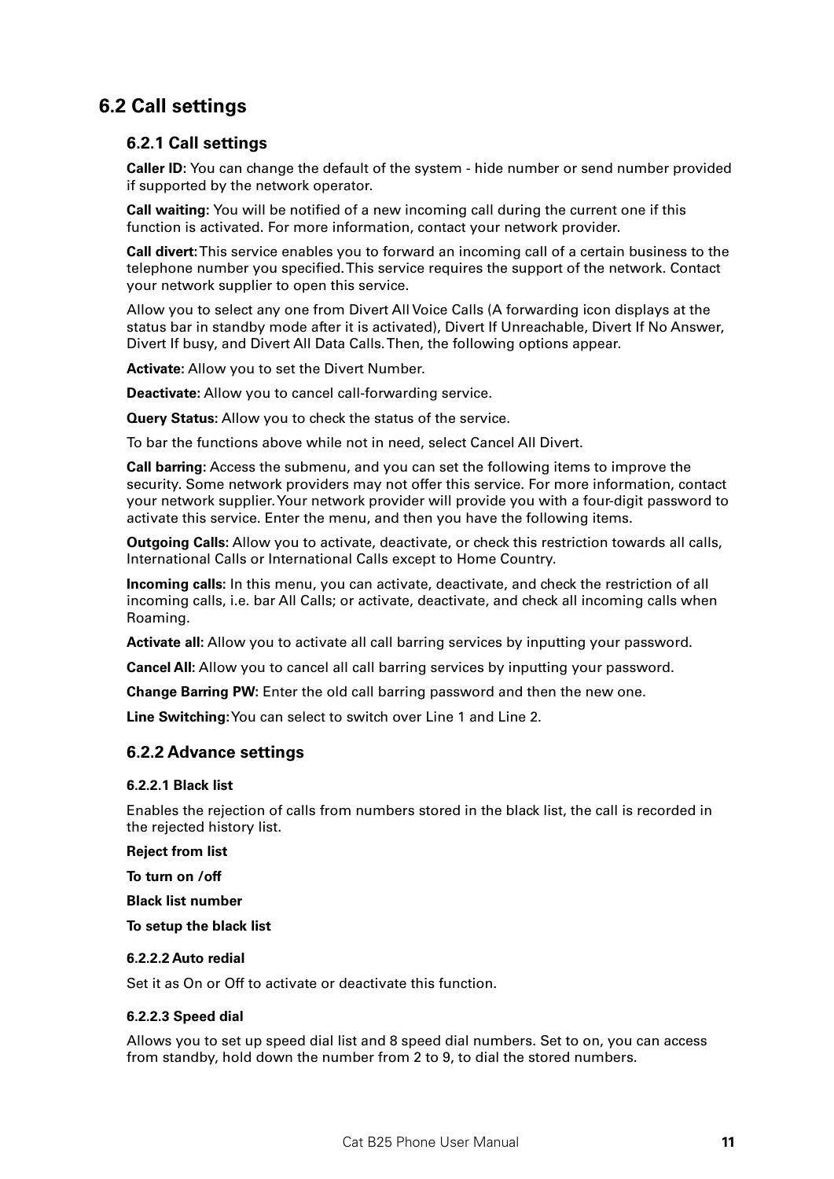## 6.2 Call settings

### 6.2.1 Call settings

**Caller ID:** You can change the default of the system - hide number or send number provided if supported by the network operator.

**Call waiting:** You will be notified of a new incoming call during the current one if this function is activated. For more information, contact your network provider.

**Call divert:** This service enables you to forward an incoming call of a certain business to the telephone number you specified. This service requires the support of the network. Contact your network supplier to open this service.

Allow you to select any one from Divert All Voice Calls (A forwarding icon displays at the status bar in standby mode after it is activated), Divert If Unreachable, Divert If No Answer, Divert If busy, and Divert All Data Calls. Then, the following options appear.

**Activate:** Allow you to set the Divert Number.

**Deactivate:** Allow you to cancel call-forwarding service.

**Query Status:** Allow you to check the status of the service.

To bar the functions above while not in need, select Cancel All Divert.

**Call barring:** Access the submenu, and you can set the following items to improve the security. Some network providers may not offer this service. For more information, contact your network supplier. Your network provider will provide you with a four-digit password to activate this service. Enter the menu, and then you have the following items.

**Outgoing Calls:** Allow you to activate, deactivate, or check this restriction towards all calls, International Calls or International Calls except to Home Country.

**Incoming calls:** In this menu, you can activate, deactivate, and check the restriction of all incoming calls, i.e. bar All Calls; or activate, deactivate, and check all incoming calls when Roaming.

**Activate all:** Allow you to activate all call barring services by inputting your password.

**Cancel All:** Allow you to cancel all call barring services by inputting your password.

**Change Barring PW:** Enter the old call barring password and then the new one.

**Line Switching:** You can select to switch over Line 1 and Line 2.

### 6.2.2 Advance settings

#### 6.2.2.1 Black list

Enables the rejection of calls from numbers stored in the black list, the call is recorded in the rejected history list.

**Reject from list**

**To turn on /off**

**Black list number**

**To setup the black list**

#### 6.2.2.2 Auto redial

Set it as On or Off to activate or deactivate this function.

#### 6.2.2.3 Speed dial

Allows you to set up speed dial list and 8 speed dial numbers. Set to on, you can access from standby, hold down the number from 2 to 9, to dial the stored numbers.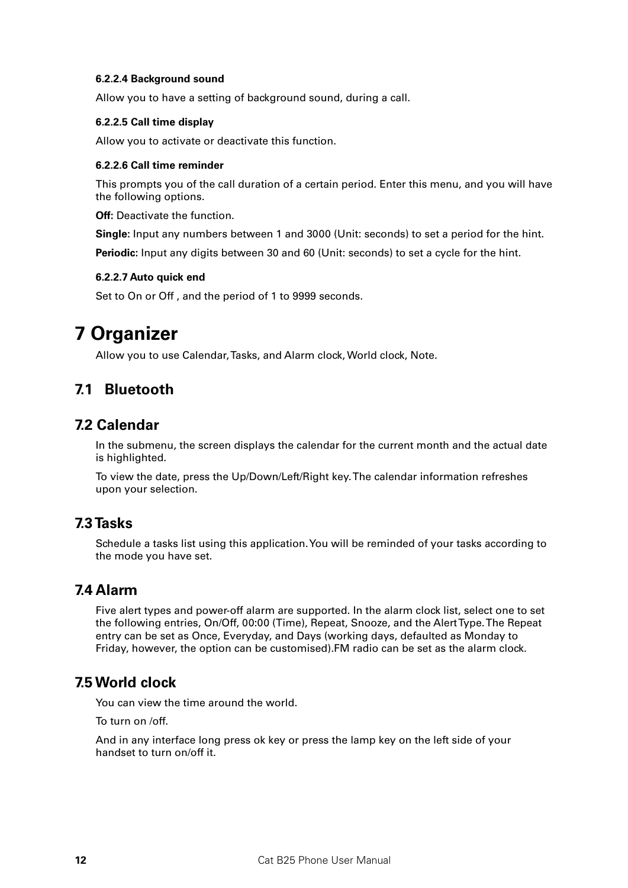#### 6.2.2.4 Background sound

Allow you to have a setting of background sound, during a call.

#### 6.2.2.5 Call time display

Allow you to activate or deactivate this function.

#### 6.2.2.6 Call time reminder

This prompts you of the call duration of a certain period. Enter this menu, and you will have the following options.

**Off:** Deactivate the function.

**Single:** Input any numbers between 1 and 3000 (Unit: seconds) to set a period for the hint.

**Periodic:** Input any digits between 30 and 60 (Unit: seconds) to set a cycle for the hint.

#### 6.2.2.7 Auto quick end

Set to On or Off , and the period of 1 to 9999 seconds.

# 7 Organizer

Allow you to use Calendar, Tasks, and Alarm clock, World clock, Note.

## 7.1 Bluetooth

## 7.2 Calendar

In the submenu, the screen displays the calendar for the current month and the actual date is highlighted.

To view the date, press the Up/Down/Left/Right key. The calendar information refreshes upon your selection.

## 7.3 Tasks

Schedule a tasks list using this application. You will be reminded of your tasks according to the mode you have set.

## 7.4 Alarm

Five alert types and power-off alarm are supported. In the alarm clock list, select one to set the following entries, On/Off, 00:00 (Time), Repeat, Snooze, and the Alert Type. The Repeat entry can be set as Once, Everyday, and Days (working days, defaulted as Monday to Friday, however, the option can be customised).FM radio can be set as the alarm clock.

## 7.5 World clock

You can view the time around the world.

To turn on /off.

And in any interface long press ok key or press the lamp key on the left side of your handset to turn on/off it.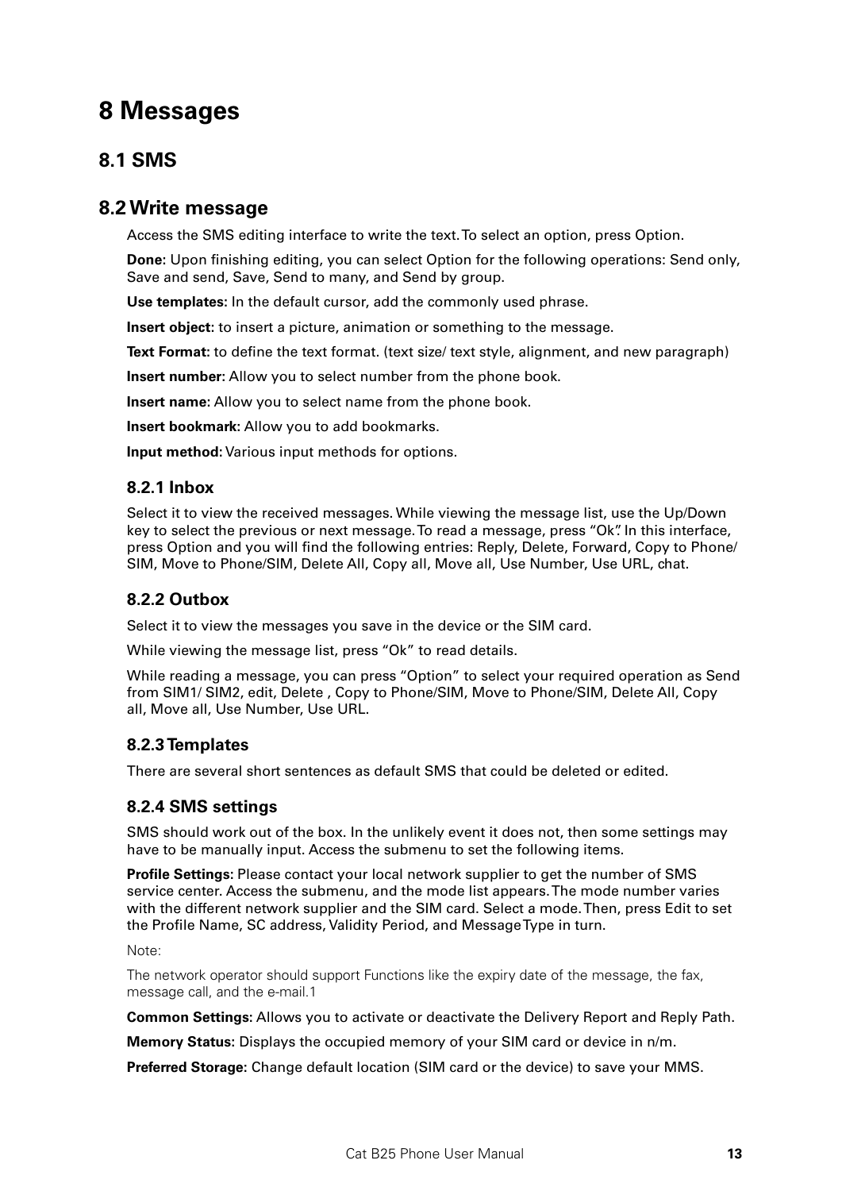# 8 Messages

## 8.1 SMS

## 8.2 Write message

Access the SMS editing interface to write the text. To select an option, press Option.

**Done:** Upon finishing editing, you can select Option for the following operations: Send only, Save and send, Save, Send to many, and Send by group.

**Use templates:** In the default cursor, add the commonly used phrase.

**Insert object**: to insert a picture, animation or something to the message.

**Text Format:** to define the text format. (text size/ text style, alignment, and new paragraph)

**Insert number:** Allow you to select number from the phone book.

**Insert name:** Allow you to select name from the phone book.

**Insert bookmark:** Allow you to add bookmarks.

**Input method:** Various input methods for options.

### 8.2.1 Inbox

Select it to view the received messages. While viewing the message list, use the Up/Down key to select the previous or next message. To read a message, press "Ok". In this interface, press Option and you will find the following entries: Reply, Delete, Forward, Copy to Phone/SIM, Move to Phone/SIM, Delete All, Copy all, Move all, Use Number, Use URL, chat.

### 8.2.2 Outbox

Select it to view the messages you save in the device or the SIM card.

While viewing the message list, press "Ok" to read details.

While reading a message, you can press "Option" to select your required operation as Send from SIM1/ SIM2, edit, Delete , Copy to Phone/SIM, Move to Phone/SIM, Delete All, Copy all, Move all, Use Number, Use URL.

### 8.2.3 Templates

There are several short sentences as default SMS that could be deleted or edited.

### 8.2.4 SMS settings

SMS should work out of the box. In the unlikely event it does not, then some settings may have to be manually input. Access the submenu to set the following items.

**Profile Settings:** Please contact your local network supplier to get the number of SMS service center. Access the submenu, and the mode list appears. The mode number varies with the different network supplier and the SIM card. Select a mode. Then, press Edit to set the Profile Name, SC address, Validity Period, and Message Type in turn.

Note:

The network operator should support Functions like the expiry date of the message, the fax, message call, and the e-mail.1

**Common Settings:** Allows you to activate or deactivate the Delivery Report and Reply Path.

**Memory Status:** Displays the occupied memory of your SIM card or device in n/m.

**Preferred Storage:** Change default location (SIM card or the device) to save your MMS.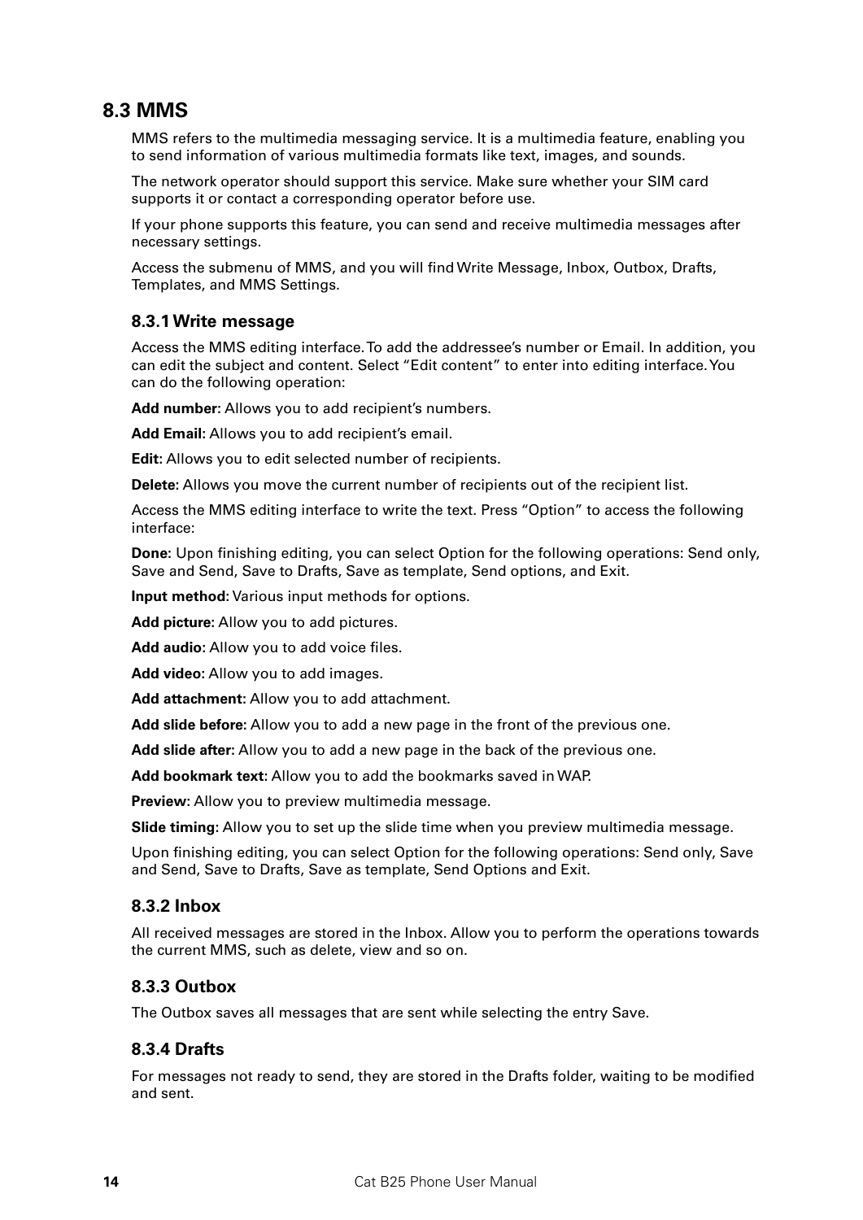## 8.3 MMS

MMS refers to the multimedia messaging service. It is a multimedia feature, enabling you to send information of various multimedia formats like text, images, and sounds.

The network operator should support this service. Make sure whether your SIM card supports it or contact a corresponding operator before use.

If your phone supports this feature, you can send and receive multimedia messages after necessary settings.

Access the submenu of MMS, and you will find Write Message, Inbox, Outbox, Drafts, Templates, and MMS Settings.

### 8.3.1 Write message

Access the MMS editing interface. To add the addressee's number or Email. In addition, you can edit the subject and content. Select "Edit content" to enter into editing interface. You can do the following operation:

**Add number:** Allows you to add recipient's numbers.

**Add Email:** Allows you to add recipient's email.

**Edit:** Allows you to edit selected number of recipients.

**Delete**: Allows you move the current number of recipients out of the recipient list.

Access the MMS editing interface to write the text. Press "Option" to access the following interface:

**Done:** Upon finishing editing, you can select Option for the following operations: Send only, Save and Send, Save to Drafts, Save as template, Send options, and Exit.

**Input method:** Various input methods for options.

**Add picture:** Allow you to add pictures.

**Add audio:** Allow you to add voice files.

**Add video:** Allow you to add images.

**Add attachment:** Allow you to add attachment.

**Add slide before:** Allow you to add a new page in the front of the previous one.

**Add slide after:** Allow you to add a new page in the back of the previous one.

**Add bookmark text:** Allow you to add the bookmarks saved in WAP.

**Preview:** Allow you to preview multimedia message.

**Slide timing:** Allow you to set up the slide time when you preview multimedia message.

Upon finishing editing, you can select Option for the following operations: Send only, Save and Send, Save to Drafts, Save as template, Send Options and Exit.

### 8.3.2 Inbox

All received messages are stored in the Inbox. Allow you to perform the operations towards the current MMS, such as delete, view and so on.

### 8.3.3 Outbox

The Outbox saves all messages that are sent while selecting the entry Save.

### 8.3.4 Drafts

For messages not ready to send, they are stored in the Drafts folder, waiting to be modified and sent.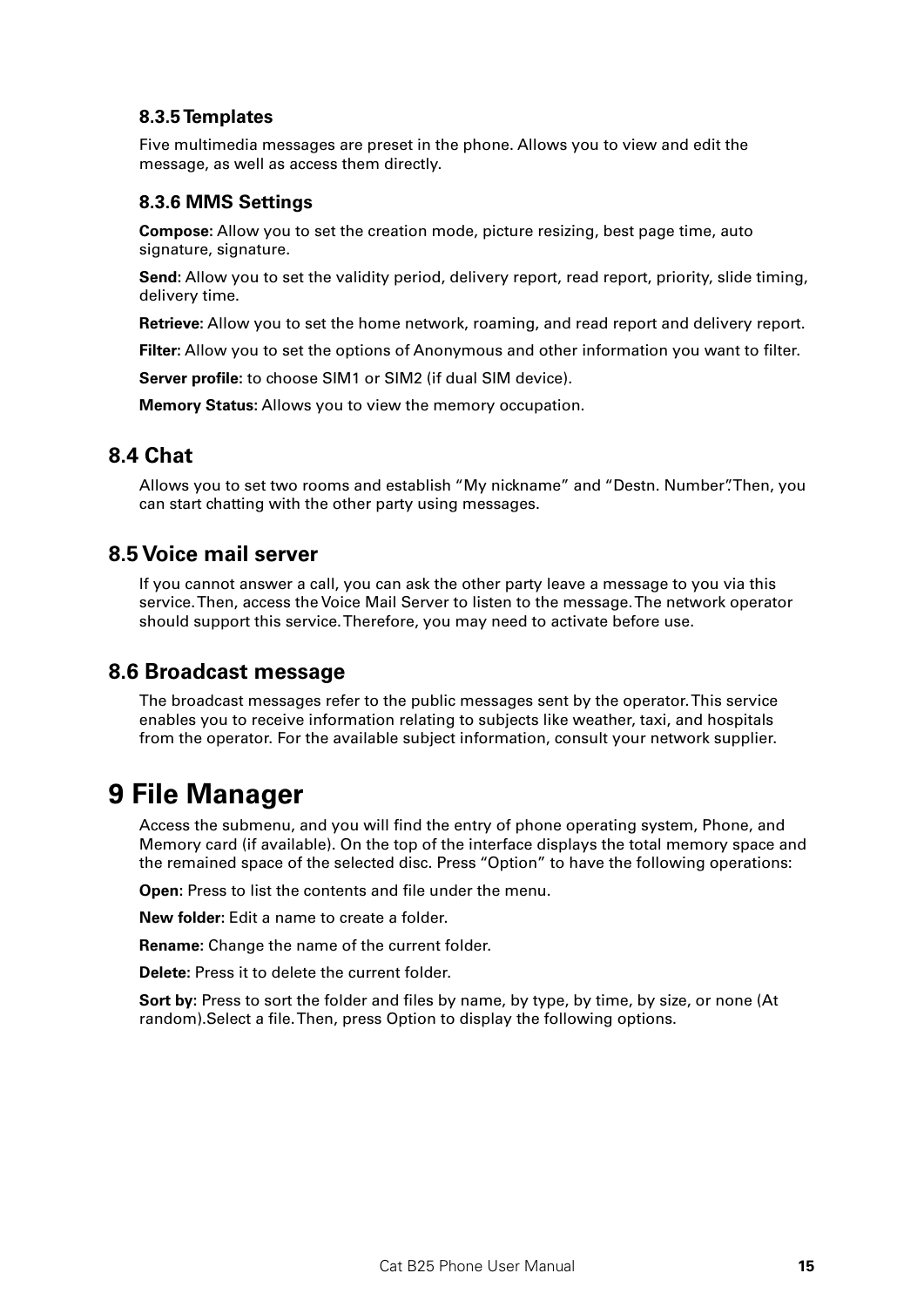### 8.3.5 Templates

Five multimedia messages are preset in the phone. Allows you to view and edit the message, as well as access them directly.

### 8.3.6 MMS Settings

**Compose:** Allow you to set the creation mode, picture resizing, best page time, auto signature, signature.

**Send:** Allow you to set the validity period, delivery report, read report, priority, slide timing, delivery time.

**Retrieve:** Allow you to set the home network, roaming, and read report and delivery report.

**Filter:** Allow you to set the options of Anonymous and other information you want to filter.

**Server profile:** to choose SIM1 or SIM2 (if dual SIM device).

**Memory Status:** Allows you to view the memory occupation.

## 8.4 Chat

Allows you to set two rooms and establish “My nickname” and “Destn. Number”.Then, you can start chatting with the other party using messages.

## 8.5 Voice mail server

If you cannot answer a call, you can ask the other party leave a message to you via this service. Then, access the Voice Mail Server to listen to the message. The network operator should support this service. Therefore, you may need to activate before use.

## 8.6 Broadcast message

The broadcast messages refer to the public messages sent by the operator. This service enables you to receive information relating to subjects like weather, taxi, and hospitals from the operator. For the available subject information, consult your network supplier.

# 9 File Manager

Access the submenu, and you will find the entry of phone operating system, Phone, and Memory card (if available). On the top of the interface displays the total memory space and the remained space of the selected disc. Press “Option” to have the following operations:

**Open:** Press to list the contents and file under the menu.

**New folder:** Edit a name to create a folder.

**Rename:** Change the name of the current folder.

**Delete:** Press it to delete the current folder.

**Sort by:** Press to sort the folder and files by name, by type, by time, by size, or none (At random).Select a file. Then, press Option to display the following options.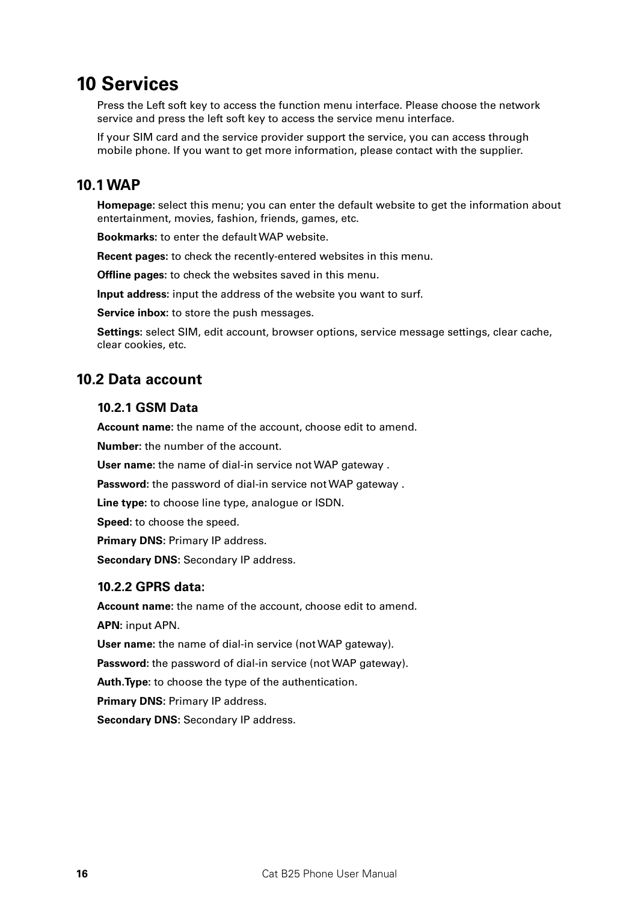# 10 Services

Press the Left soft key to access the function menu interface. Please choose the network service and press the left soft key to access the service menu interface.

If your SIM card and the service provider support the service, you can access through mobile phone. If you want to get more information, please contact with the supplier.

## 10.1 WAP

**Homepage:** select this menu; you can enter the default website to get the information about entertainment, movies, fashion, friends, games, etc.

**Bookmarks:** to enter the default WAP website.

**Recent pages:** to check the recently-entered websites in this menu.

**Offline pages:** to check the websites saved in this menu.

**Input address:** input the address of the website you want to surf.

**Service inbox:** to store the push messages.

**Settings:** select SIM, edit account, browser options, service message settings, clear cache, clear cookies, etc.

## 10.2 Data account

### 10.2.1 GSM Data

**Account name:** the name of the account, choose edit to amend.

**Number:** the number of the account.

**User name:** the name of dial-in service not WAP gateway .

**Password:** the password of dial-in service not WAP gateway .

**Line type:** to choose line type, analogue or ISDN.

**Speed:** to choose the speed.

**Primary DNS:** Primary IP address.

**Secondary DNS:** Secondary IP address.

### 10.2.2 GPRS data:

**Account name:** the name of the account, choose edit to amend.

**APN:** input APN.

**User name:** the name of dial-in service (not WAP gateway).

**Password:** the password of dial-in service (not WAP gateway).

**Auth.Type:** to choose the type of the authentication.

**Primary DNS:** Primary IP address.

**Secondary DNS:** Secondary IP address.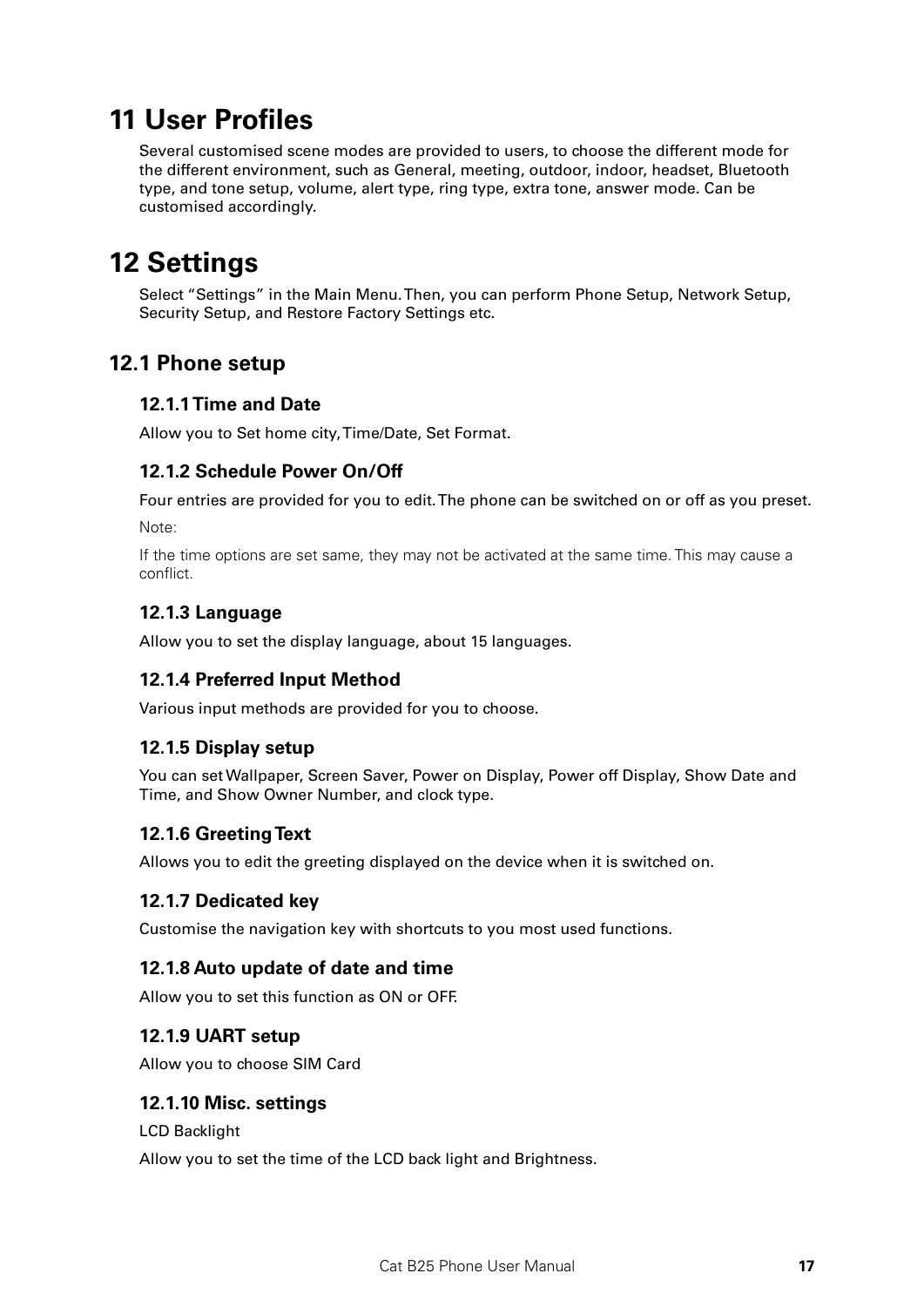# 11 User Profiles

Several customised scene modes are provided to users, to choose the different mode for the different environment, such as General, meeting, outdoor, indoor, headset, Bluetooth type, and tone setup, volume, alert type, ring type, extra tone, answer mode. Can be customised accordingly.

# 12 Settings

Select "Settings" in the Main Menu. Then, you can perform Phone Setup, Network Setup, Security Setup, and Restore Factory Settings etc.

## 12.1 Phone setup

### 12.1.1 Time and Date

Allow you to Set home city, Time/Date, Set Format.

### 12.1.2 Schedule Power On/Off

Four entries are provided for you to edit. The phone can be switched on or off as you preset.

Note:

If the time options are set same, they may not be activated at the same time. This may cause a conflict.

### 12.1.3 Language

Allow you to set the display language, about 15 languages.

### 12.1.4 Preferred Input Method

Various input methods are provided for you to choose.

### 12.1.5 Display setup

You can set Wallpaper, Screen Saver, Power on Display, Power off Display, Show Date and Time, and Show Owner Number, and clock type.

### 12.1.6 Greeting Text

Allows you to edit the greeting displayed on the device when it is switched on.

### 12.1.7 Dedicated key

Customise the navigation key with shortcuts to you most used functions.

### 12.1.8 Auto update of date and time

Allow you to set this function as ON or OFF.

### 12.1.9 UART setup

Allow you to choose SIM Card

### 12.1.10 Misc. settings

LCD Backlight

Allow you to set the time of the LCD back light and Brightness.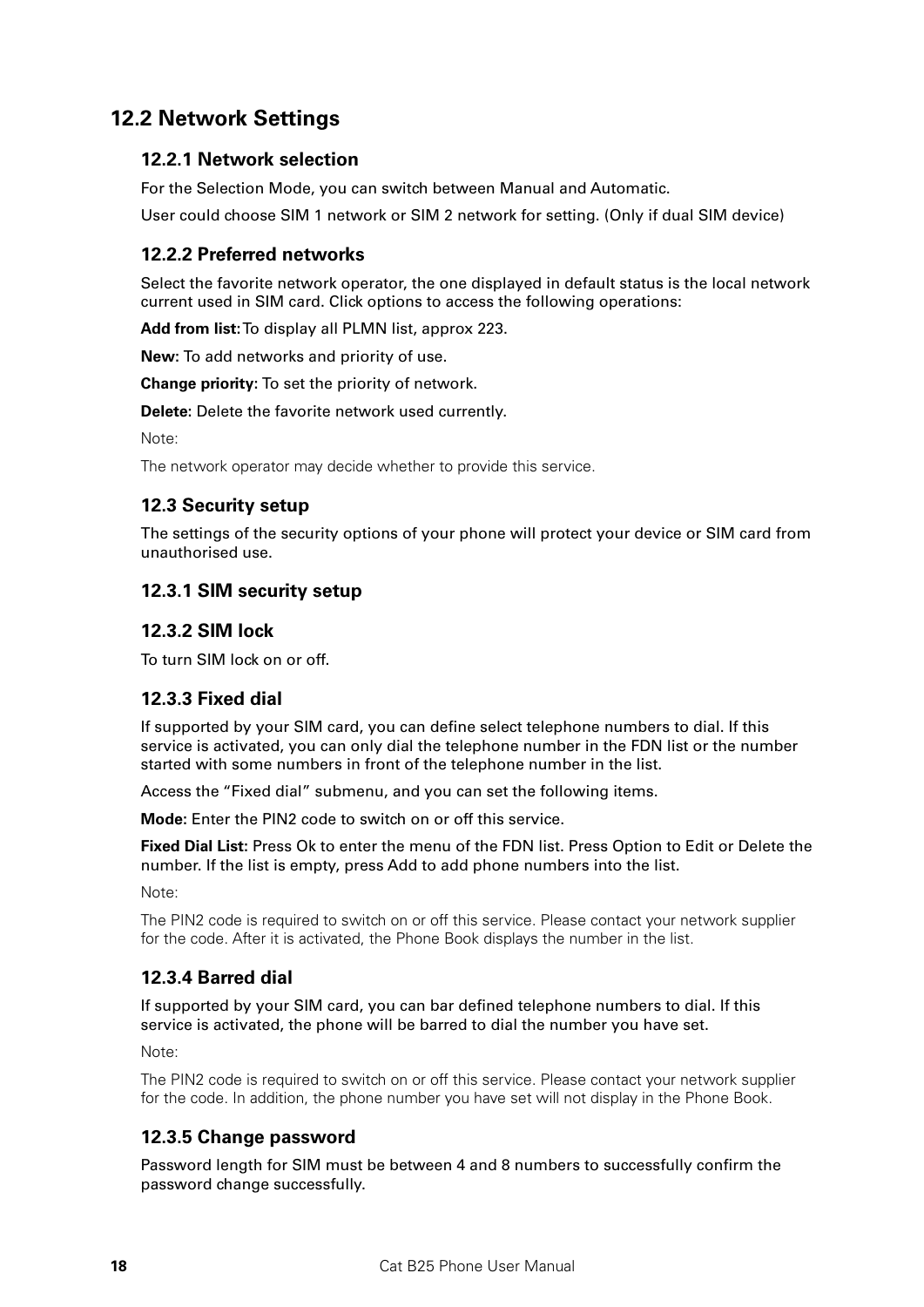## 12.2 Network Settings

### 12.2.1 Network selection

For the Selection Mode, you can switch between Manual and Automatic.

User could choose SIM 1 network or SIM 2 network for setting. (Only if dual SIM device)

### 12.2.2 Preferred networks

Select the favorite network operator, the one displayed in default status is the local network current used in SIM card. Click options to access the following operations:

**Add from list:** To display all PLMN list, approx 223.

**New:** To add networks and priority of use.

**Change priority:** To set the priority of network.

**Delete:** Delete the favorite network used currently.

Note:

The network operator may decide whether to provide this service.

### 12.3 Security setup

The settings of the security options of your phone will protect your device or SIM card from unauthorised use.

### 12.3.1 SIM security setup

### 12.3.2 SIM lock

To turn SIM lock on or off.

### 12.3.3 Fixed dial

If supported by your SIM card, you can define select telephone numbers to dial. If this service is activated, you can only dial the telephone number in the FDN list or the number started with some numbers in front of the telephone number in the list.

Access the "Fixed dial" submenu, and you can set the following items.

**Mode:** Enter the PIN2 code to switch on or off this service.

**Fixed Dial List:** Press Ok to enter the menu of the FDN list. Press Option to Edit or Delete the number. If the list is empty, press Add to add phone numbers into the list.

Note:

The PIN2 code is required to switch on or off this service. Please contact your network supplier for the code. After it is activated, the Phone Book displays the number in the list.

### 12.3.4 Barred dial

If supported by your SIM card, you can bar defined telephone numbers to dial. If this service is activated, the phone will be barred to dial the number you have set.

Note:

The PIN2 code is required to switch on or off this service. Please contact your network supplier for the code. In addition, the phone number you have set will not display in the Phone Book.

### 12.3.5 Change password

Password length for SIM must be between 4 and 8 numbers to successfully confirm the password change successfully.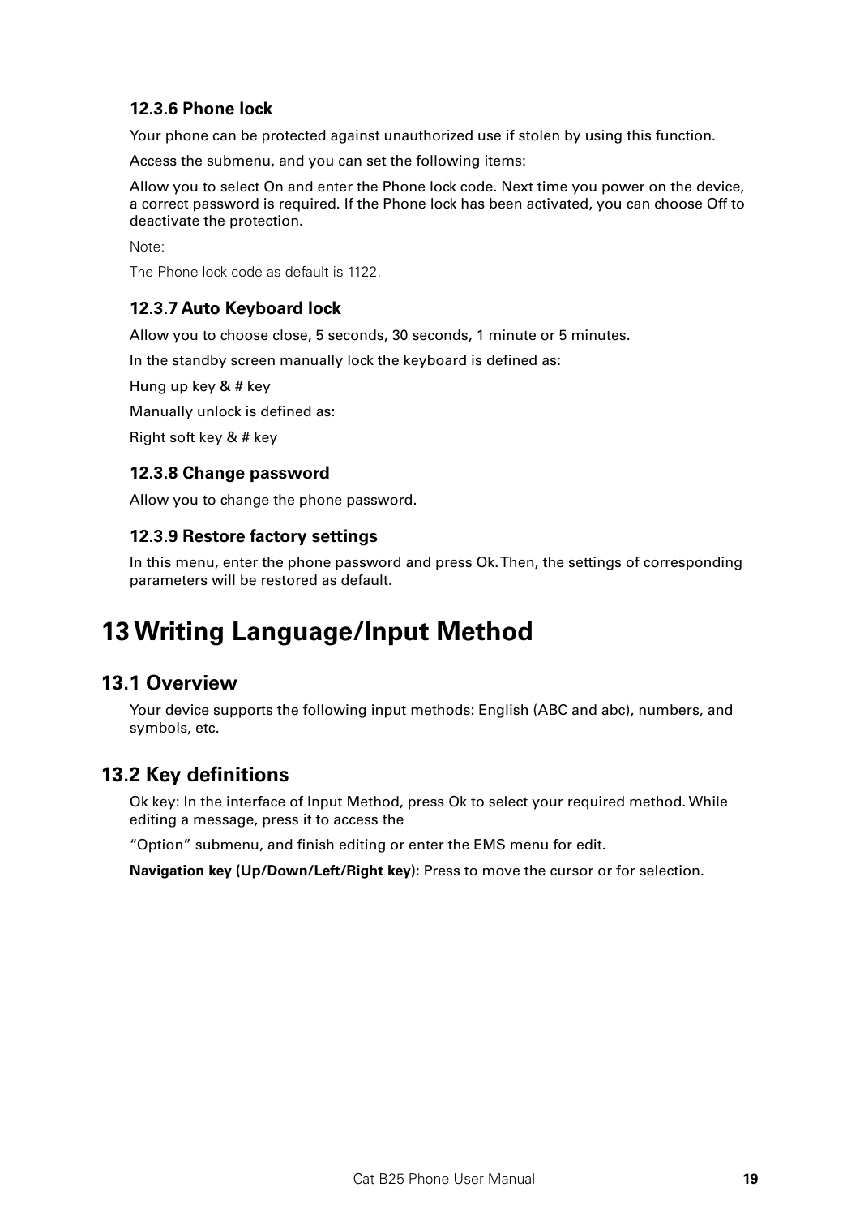#### 12.3.6 Phone lock

Your phone can be protected against unauthorized use if stolen by using this function.

Access the submenu, and you can set the following items:

Allow you to select On and enter the Phone lock code. Next time you power on the device, a correct password is required. If the Phone lock has been activated, you can choose Off to deactivate the protection.

Note:

The Phone lock code as default is 1122.

#### 12.3.7 Auto Keyboard lock

Allow you to choose close, 5 seconds, 30 seconds, 1 minute or 5 minutes.

In the standby screen manually lock the keyboard is defined as:

Hung up key & # key

Manually unlock is defined as:

Right soft key & # key

#### 12.3.8 Change password

Allow you to change the phone password.

#### 12.3.9 Restore factory settings

In this menu, enter the phone password and press Ok. Then, the settings of corresponding parameters will be restored as default.

# 13 Writing Language/Input Method

## 13.1 Overview

Your device supports the following input methods: English (ABC and abc), numbers, and symbols, etc.

## 13.2 Key definitions

Ok key: In the interface of Input Method, press Ok to select your required method. While editing a message, press it to access the

“Option” submenu, and finish editing or enter the EMS menu for edit.

**Navigation key (Up/Down/Left/Right key):** Press to move the cursor or for selection.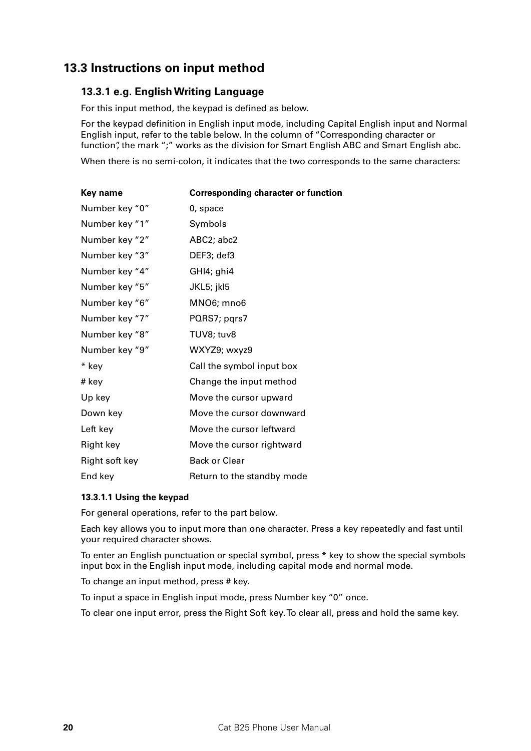## 13.3 Instructions on input method

### 13.3.1 e.g. English Writing Language

For this input method, the keypad is defined as below.

For the keypad definition in English input mode, including Capital English input and Normal English input, refer to the table below. In the column of "Corresponding character or function", the mark ";" works as the division for Smart English ABC and Smart English abc.

When there is no semi-colon, it indicates that the two corresponds to the same characters:

| Key name | Corresponding character or function |
|---|---|
| Number key "0" | 0, space |
| Number key "1" | Symbols |
| Number key "2" | ABC2; abc2 |
| Number key "3" | DEF3; def3 |
| Number key "4" | GHI4; ghi4 |
| Number key "5" | JKL5; jkl5 |
| Number key "6" | MNO6; mno6 |
| Number key "7" | PQRS7; pqrs7 |
| Number key "8" | TUV8; tuv8 |
| Number key "9" | WXYZ9; wxyz9 |
| * key | Call the symbol input box |
| # key | Change the input method |
| Up key | Move the cursor upward |
| Down key | Move the cursor downward |
| Left key | Move the cursor leftward |
| Right key | Move the cursor rightward |
| Right soft key | Back or Clear |
| End key | Return to the standby mode |

#### 13.3.1.1 Using the keypad

For general operations, refer to the part below.

Each key allows you to input more than one character. Press a key repeatedly and fast until your required character shows.

To enter an English punctuation or special symbol, press * key to show the special symbols input box in the English input mode, including capital mode and normal mode.

To change an input method, press # key.

To input a space in English input mode, press Number key "0" once.

To clear one input error, press the Right Soft key. To clear all, press and hold the same key.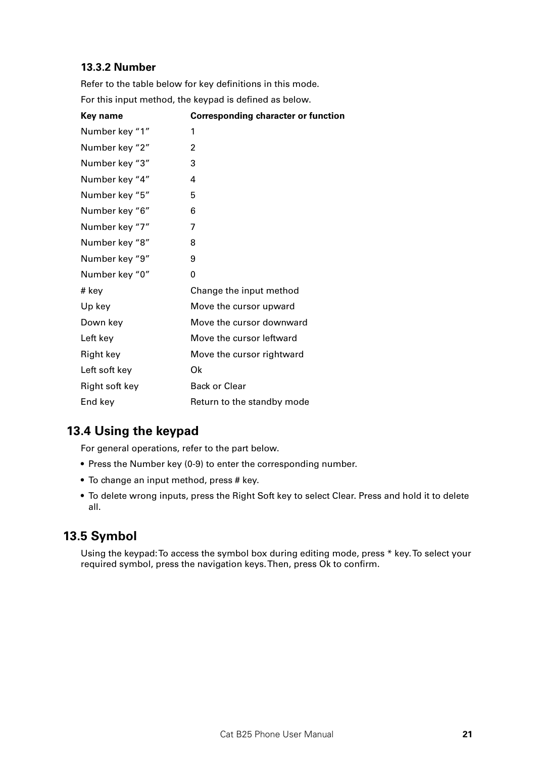### 13.3.2 Number

Refer to the table below for key definitions in this mode.

For this input method, the keypad is defined as below.

| Key name | Corresponding character or function |
| --- | --- |
| Number key “1” | 1 |
| Number key “2” | 2 |
| Number key “3” | 3 |
| Number key “4” | 4 |
| Number key “5” | 5 |
| Number key “6” | 6 |
| Number key “7” | 7 |
| Number key “8” | 8 |
| Number key “9” | 9 |
| Number key “0” | 0 |
| # key | Change the input method |
| Up key | Move the cursor upward |
| Down key | Move the cursor downward |
| Left key | Move the cursor leftward |
| Right key | Move the cursor rightward |
| Left soft key | Ok |
| Right soft key | Back or Clear |
| End key | Return to the standby mode |

## 13.4 Using the keypad

For general operations, refer to the part below.

- Press the Number key (0-9) to enter the corresponding number.
- To change an input method, press # key.
- To delete wrong inputs, press the Right Soft key to select Clear. Press and hold it to delete all.

## 13.5 Symbol

Using the keypad: To access the symbol box during editing mode, press * key. To select your required symbol, press the navigation keys. Then, press Ok to confirm.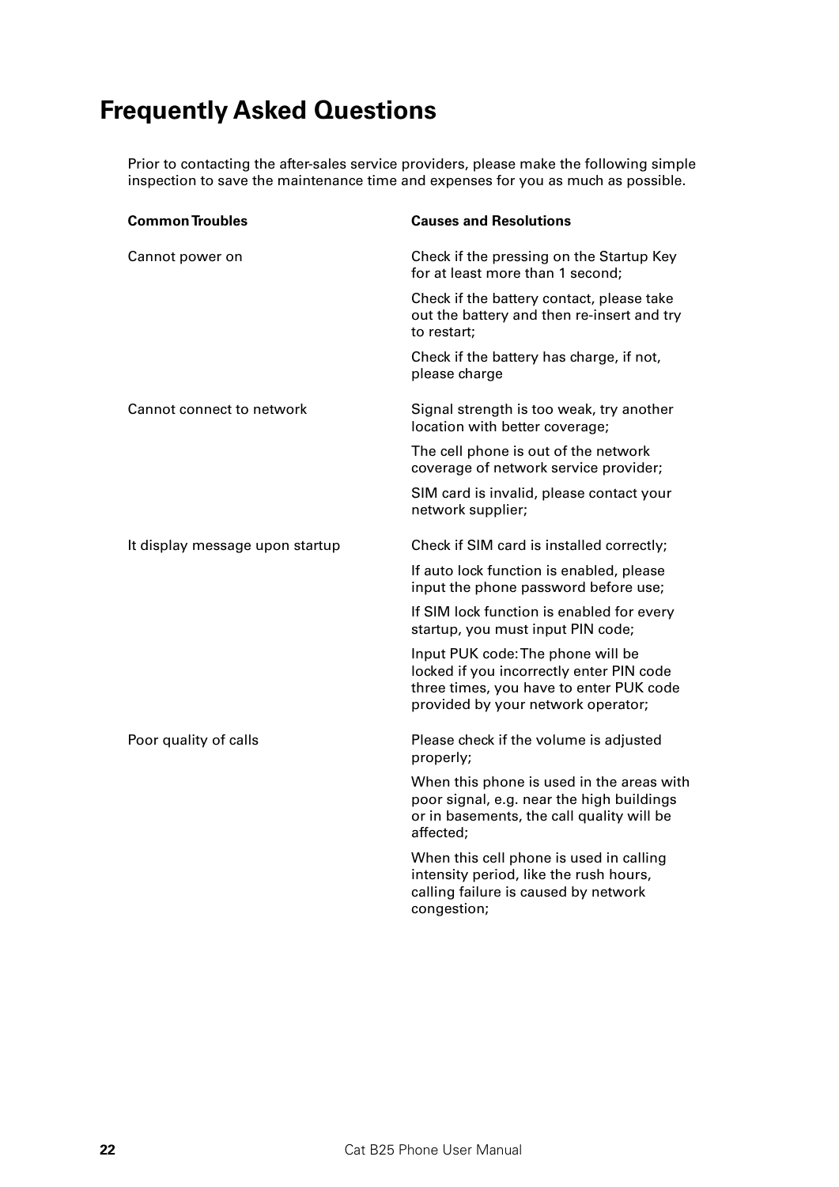# Frequently Asked Questions

Prior to contacting the after-sales service providers, please make the following simple inspection to save the maintenance time and expenses for you as much as possible.

| Common Troubles | Causes and Resolutions |
|---|---|
| Cannot power on | Check if the pressing on the Startup Key for at least more than 1 second; |
| | Check if the battery contact, please take out the battery and then re-insert and try to restart; |
| | Check if the battery has charge, if not, please charge |
| Cannot connect to network | Signal strength is too weak, try another location with better coverage; |
| | The cell phone is out of the network coverage of network service provider; |
| | SIM card is invalid, please contact your network supplier; |
| It display message upon startup | Check if SIM card is installed correctly; |
| | If auto lock function is enabled, please input the phone password before use; |
| | If SIM lock function is enabled for every startup, you must input PIN code; |
| | Input PUK code: The phone will be locked if you incorrectly enter PIN code three times, you have to enter PUK code provided by your network operator; |
| Poor quality of calls | Please check if the volume is adjusted properly; |
| | When this phone is used in the areas with poor signal, e.g. near the high buildings or in basements, the call quality will be affected; |
| | When this cell phone is used in calling intensity period, like the rush hours, calling failure is caused by network congestion; |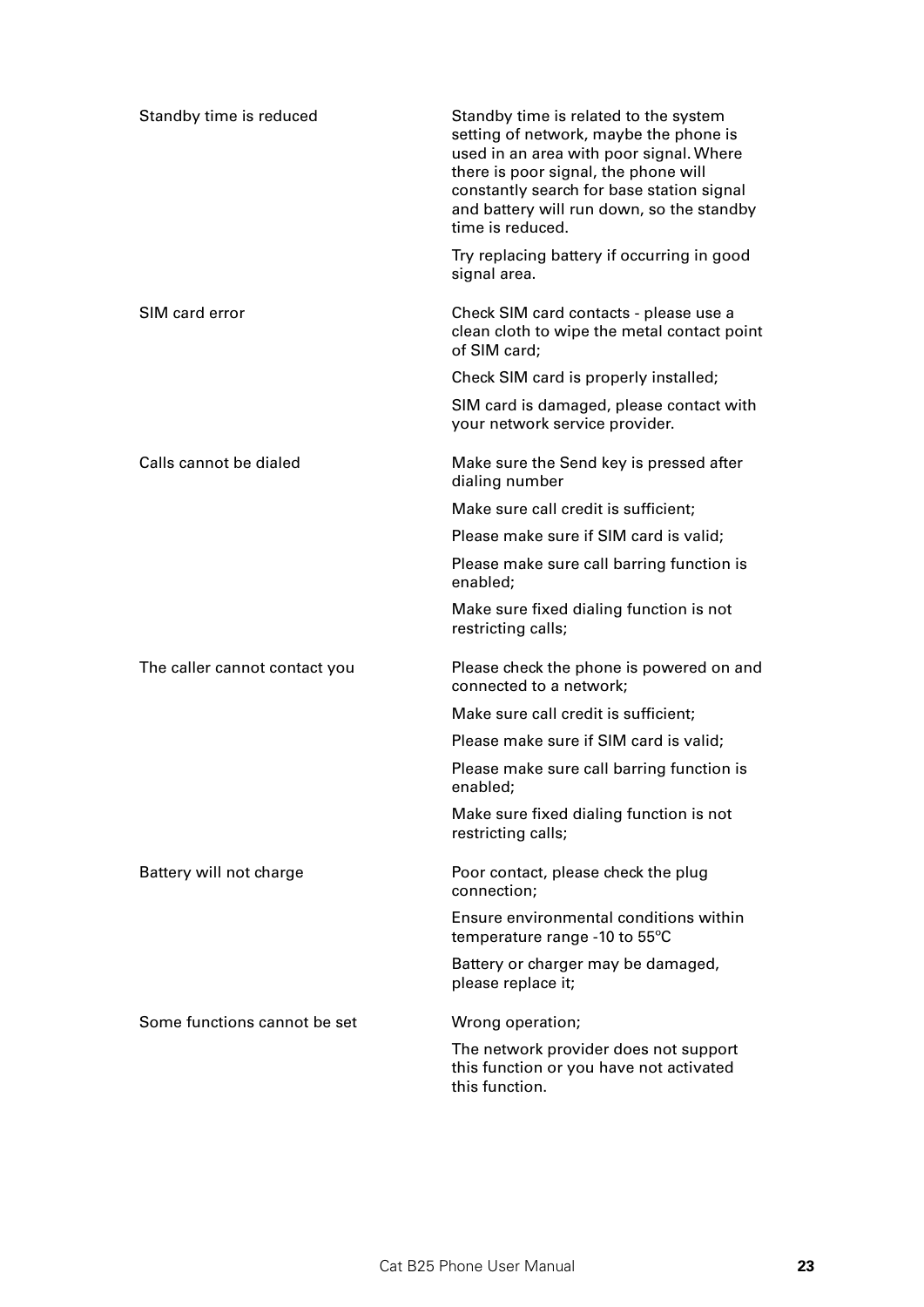| | |
|---|---|
| Standby time is reduced | Standby time is related to the system setting of network, maybe the phone is used in an area with poor signal. Where there is poor signal, the phone will constantly search for base station signal and battery will run down, so the standby time is reduced.<br><br>Try replacing battery if occurring in good signal area. |
| SIM card error | Check SIM card contacts - please use a clean cloth to wipe the metal contact point of SIM card;<br><br>Check SIM card is properly installed;<br><br>SIM card is damaged, please contact with your network service provider. |
| Calls cannot be dialed | Make sure the Send key is pressed after dialing number<br><br>Make sure call credit is sufficient;<br><br>Please make sure if SIM card is valid;<br><br>Please make sure call barring function is enabled;<br><br>Make sure fixed dialing function is not restricting calls; |
| The caller cannot contact you | Please check the phone is powered on and connected to a network;<br><br>Make sure call credit is sufficient;<br><br>Please make sure if SIM card is valid;<br><br>Please make sure call barring function is enabled;<br><br>Make sure fixed dialing function is not restricting calls; |
| Battery will not charge | Poor contact, please check the plug connection;<br><br>Ensure environmental conditions within temperature range -10 to 55ºC<br><br>Battery or charger may be damaged, please replace it; |
| Some functions cannot be set | Wrong operation;<br><br>The network provider does not support this function or you have not activated this function. |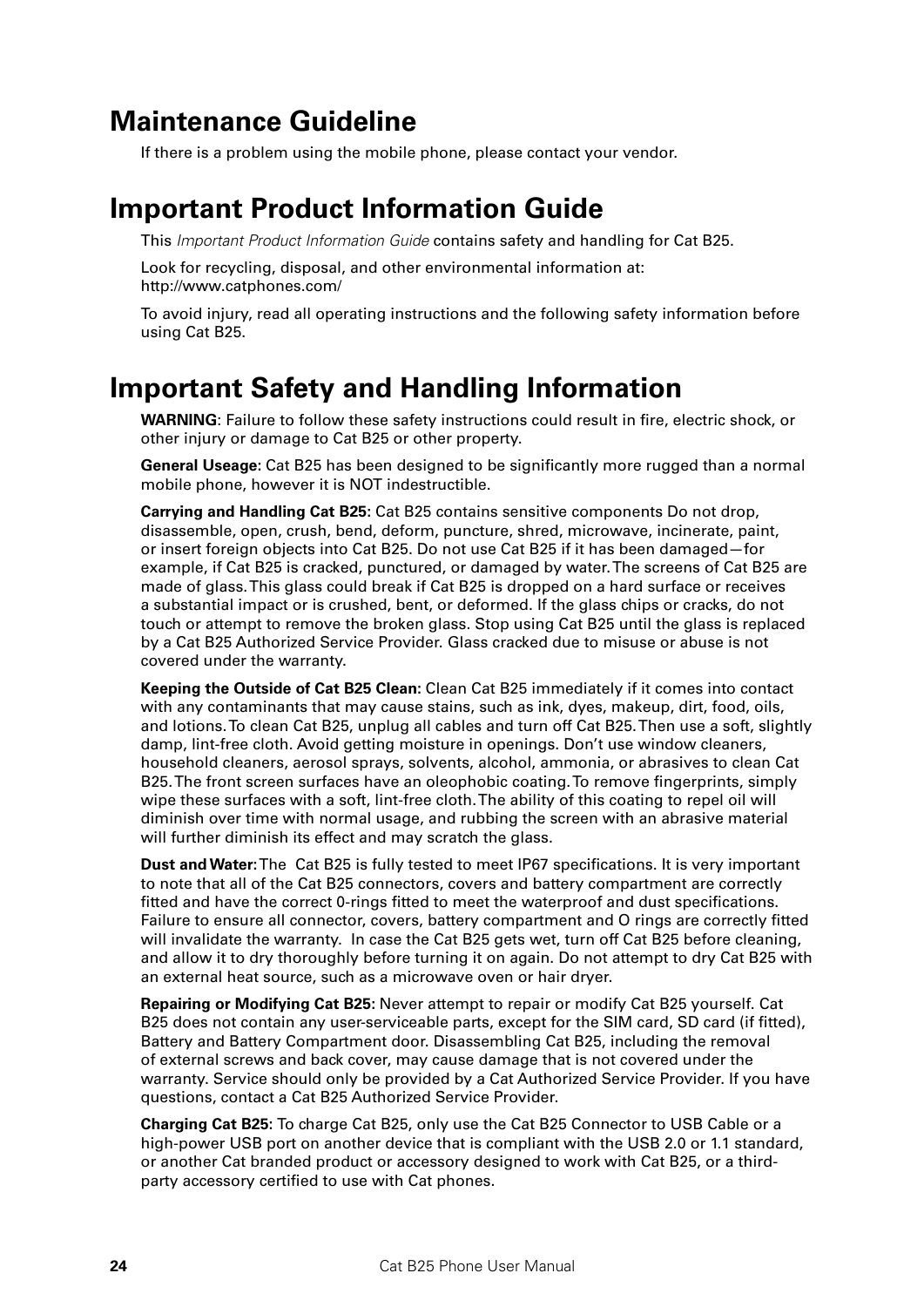# Maintenance Guideline

If there is a problem using the mobile phone, please contact your vendor.

# Important Product Information Guide

This *Important Product Information Guide* contains safety and handling for Cat B25.

Look for recycling, disposal, and other environmental information at: http://www.catphones.com/

To avoid injury, read all operating instructions and the following safety information before using Cat B25.

# Important Safety and Handling Information

**WARNING**: Failure to follow these safety instructions could result in fire, electric shock, or other injury or damage to Cat B25 or other property.

**General Useage:** Cat B25 has been designed to be significantly more rugged than a normal mobile phone, however it is NOT indestructible.

**Carrying and Handling Cat B25:** Cat B25 contains sensitive components Do not drop, disassemble, open, crush, bend, deform, puncture, shred, microwave, incinerate, paint, or insert foreign objects into Cat B25. Do not use Cat B25 if it has been damaged—for example, if Cat B25 is cracked, punctured, or damaged by water. The screens of Cat B25 are made of glass. This glass could break if Cat B25 is dropped on a hard surface or receives a substantial impact or is crushed, bent, or deformed. If the glass chips or cracks, do not touch or attempt to remove the broken glass. Stop using Cat B25 until the glass is replaced by a Cat B25 Authorized Service Provider. Glass cracked due to misuse or abuse is not covered under the warranty.

**Keeping the Outside of Cat B25 Clean:** Clean Cat B25 immediately if it comes into contact with any contaminants that may cause stains, such as ink, dyes, makeup, dirt, food, oils, and lotions. To clean Cat B25, unplug all cables and turn off Cat B25. Then use a soft, slightly damp, lint-free cloth. Avoid getting moisture in openings. Don't use window cleaners, household cleaners, aerosol sprays, solvents, alcohol, ammonia, or abrasives to clean Cat B25. The front screen surfaces have an oleophobic coating. To remove fingerprints, simply wipe these surfaces with a soft, lint-free cloth. The ability of this coating to repel oil will diminish over time with normal usage, and rubbing the screen with an abrasive material will further diminish its effect and may scratch the glass.

**Dust and Water:** The Cat B25 is fully tested to meet IP67 specifications. It is very important to note that all of the Cat B25 connectors, covers and battery compartment are correctly fitted and have the correct 0-rings fitted to meet the waterproof and dust specifications. Failure to ensure all connector, covers, battery compartment and O rings are correctly fitted will invalidate the warranty. In case the Cat B25 gets wet, turn off Cat B25 before cleaning, and allow it to dry thoroughly before turning it on again. Do not attempt to dry Cat B25 with an external heat source, such as a microwave oven or hair dryer.

**Repairing or Modifying Cat B25:** Never attempt to repair or modify Cat B25 yourself. Cat B25 does not contain any user-serviceable parts, except for the SIM card, SD card (if fitted), Battery and Battery Compartment door. Disassembling Cat B25, including the removal of external screws and back cover, may cause damage that is not covered under the warranty. Service should only be provided by a Cat Authorized Service Provider. If you have questions, contact a Cat B25 Authorized Service Provider.

**Charging Cat B25:** To charge Cat B25, only use the Cat B25 Connector to USB Cable or a high-power USB port on another device that is compliant with the USB 2.0 or 1.1 standard, or another Cat branded product or accessory designed to work with Cat B25, or a third-party accessory certified to use with Cat phones.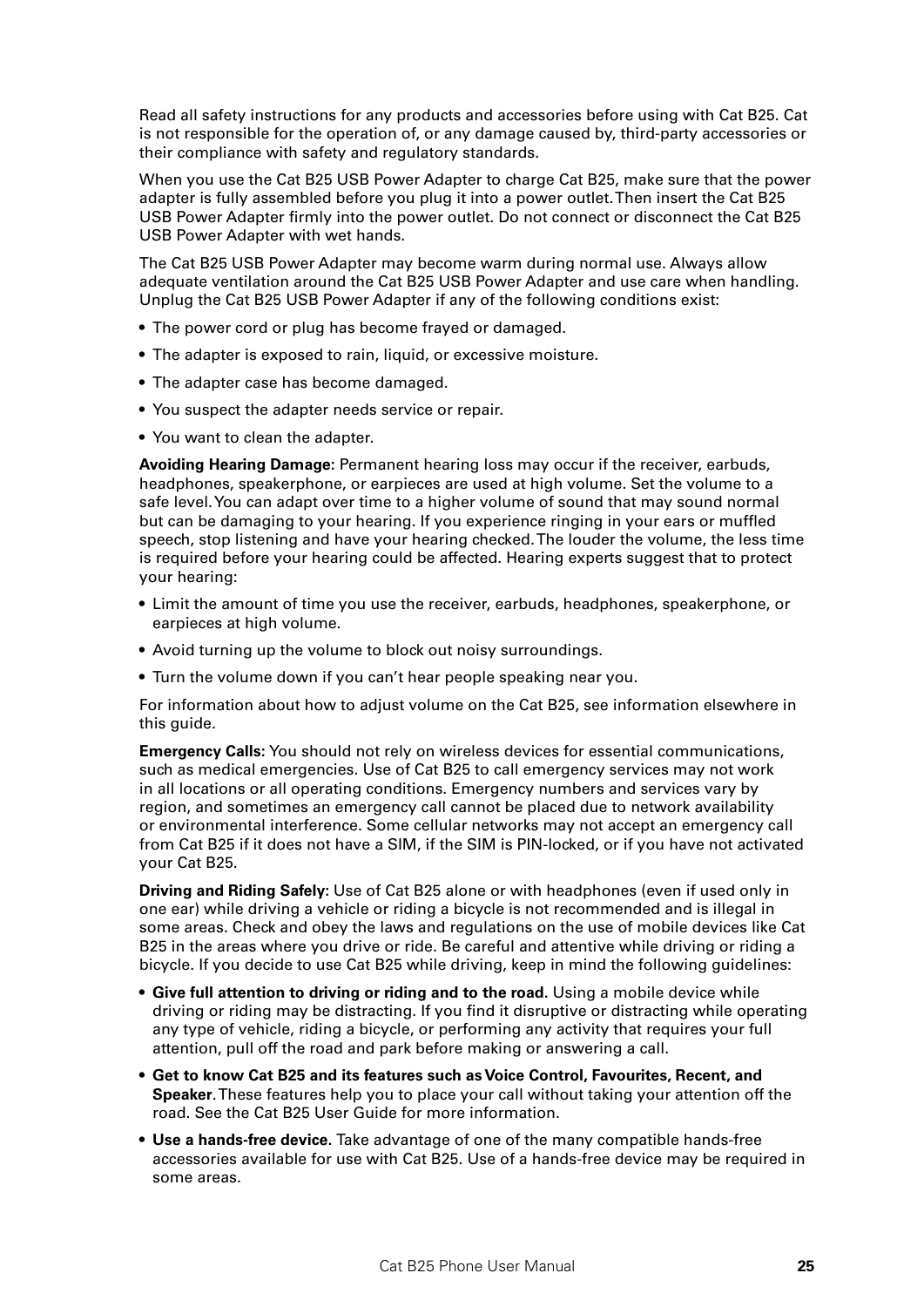Read all safety instructions for any products and accessories before using with Cat B25. Cat is not responsible for the operation of, or any damage caused by, third-party accessories or their compliance with safety and regulatory standards.

When you use the Cat B25 USB Power Adapter to charge Cat B25, make sure that the power adapter is fully assembled before you plug it into a power outlet. Then insert the Cat B25 USB Power Adapter firmly into the power outlet. Do not connect or disconnect the Cat B25 USB Power Adapter with wet hands.

The Cat B25 USB Power Adapter may become warm during normal use. Always allow adequate ventilation around the Cat B25 USB Power Adapter and use care when handling. Unplug the Cat B25 USB Power Adapter if any of the following conditions exist:

- The power cord or plug has become frayed or damaged.
- The adapter is exposed to rain, liquid, or excessive moisture.
- The adapter case has become damaged.
- You suspect the adapter needs service or repair.
- You want to clean the adapter.

**Avoiding Hearing Damage:** Permanent hearing loss may occur if the receiver, earbuds, headphones, speakerphone, or earpieces are used at high volume. Set the volume to a safe level. You can adapt over time to a higher volume of sound that may sound normal but can be damaging to your hearing. If you experience ringing in your ears or muffled speech, stop listening and have your hearing checked. The louder the volume, the less time is required before your hearing could be affected. Hearing experts suggest that to protect your hearing:

- Limit the amount of time you use the receiver, earbuds, headphones, speakerphone, or earpieces at high volume.
- Avoid turning up the volume to block out noisy surroundings.
- Turn the volume down if you can't hear people speaking near you.

For information about how to adjust volume on the Cat B25, see information elsewhere in this guide.

**Emergency Calls**: You should not rely on wireless devices for essential communications, such as medical emergencies. Use of Cat B25 to call emergency services may not work in all locations or all operating conditions. Emergency numbers and services vary by region, and sometimes an emergency call cannot be placed due to network availability or environmental interference. Some cellular networks may not accept an emergency call from Cat B25 if it does not have a SIM, if the SIM is PIN-locked, or if you have not activated your Cat B25.

**Driving and Riding Safely**: Use of Cat B25 alone or with headphones (even if used only in one ear) while driving a vehicle or riding a bicycle is not recommended and is illegal in some areas. Check and obey the laws and regulations on the use of mobile devices like Cat B25 in the areas where you drive or ride. Be careful and attentive while driving or riding a bicycle. If you decide to use Cat B25 while driving, keep in mind the following guidelines:

- **Give full attention to driving or riding and to the road.** Using a mobile device while driving or riding may be distracting. If you find it disruptive or distracting while operating any type of vehicle, riding a bicycle, or performing any activity that requires your full attention, pull off the road and park before making or answering a call.
- **Get to know Cat B25 and its features such as Voice Control, Favourites, Recent, and Speaker**. These features help you to place your call without taking your attention off the road. See the Cat B25 User Guide for more information.
- **Use a hands-free device.** Take advantage of one of the many compatible hands-free accessories available for use with Cat B25. Use of a hands-free device may be required in some areas.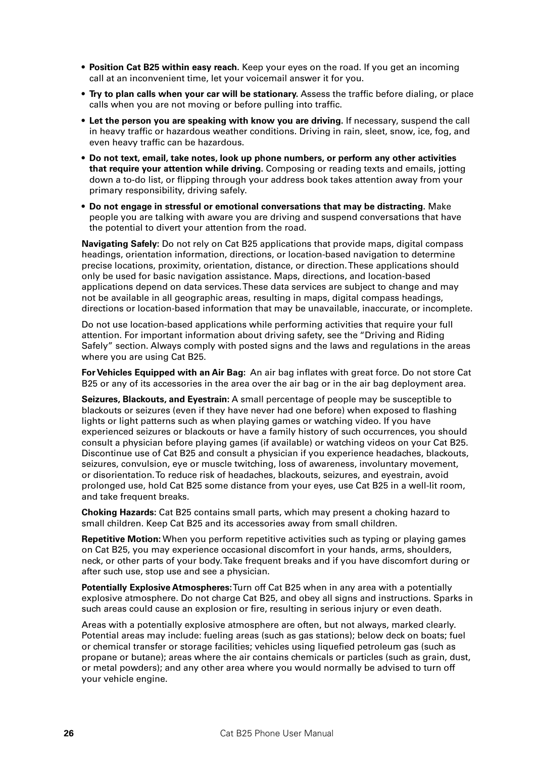- **Position Cat B25 within easy reach.** Keep your eyes on the road. If you get an incoming call at an inconvenient time, let your voicemail answer it for you.
- **Try to plan calls when your car will be stationary.** Assess the traffic before dialing, or place calls when you are not moving or before pulling into traffic.
- **Let the person you are speaking with know you are driving.** If necessary, suspend the call in heavy traffic or hazardous weather conditions. Driving in rain, sleet, snow, ice, fog, and even heavy traffic can be hazardous.
- **Do not text, email, take notes, look up phone numbers, or perform any other activities that require your attention while driving.** Composing or reading texts and emails, jotting down a to-do list, or flipping through your address book takes attention away from your primary responsibility, driving safely.
- **Do not engage in stressful or emotional conversations that may be distracting.** Make people you are talking with aware you are driving and suspend conversations that have the potential to divert your attention from the road.

**Navigating Safely:** Do not rely on Cat B25 applications that provide maps, digital compass headings, orientation information, directions, or location-based navigation to determine precise locations, proximity, orientation, distance, or direction. These applications should only be used for basic navigation assistance. Maps, directions, and location-based applications depend on data services. These data services are subject to change and may not be available in all geographic areas, resulting in maps, digital compass headings, directions or location-based information that may be unavailable, inaccurate, or incomplete.

Do not use location-based applications while performing activities that require your full attention. For important information about driving safety, see the "Driving and Riding Safely" section. Always comply with posted signs and the laws and regulations in the areas where you are using Cat B25.

**For Vehicles Equipped with an Air Bag:** An air bag inflates with great force. Do not store Cat B25 or any of its accessories in the area over the air bag or in the air bag deployment area.

**Seizures, Blackouts, and Eyestrain:** A small percentage of people may be susceptible to blackouts or seizures (even if they have never had one before) when exposed to flashing lights or light patterns such as when playing games or watching video. If you have experienced seizures or blackouts or have a family history of such occurrences, you should consult a physician before playing games (if available) or watching videos on your Cat B25. Discontinue use of Cat B25 and consult a physician if you experience headaches, blackouts, seizures, convulsion, eye or muscle twitching, loss of awareness, involuntary movement, or disorientation. To reduce risk of headaches, blackouts, seizures, and eyestrain, avoid prolonged use, hold Cat B25 some distance from your eyes, use Cat B25 in a well-lit room, and take frequent breaks.

**Choking Hazards:** Cat B25 contains small parts, which may present a choking hazard to small children. Keep Cat B25 and its accessories away from small children.

**Repetitive Motion:** When you perform repetitive activities such as typing or playing games on Cat B25, you may experience occasional discomfort in your hands, arms, shoulders, neck, or other parts of your body. Take frequent breaks and if you have discomfort during or after such use, stop use and see a physician.

**Potentially Explosive Atmospheres:** Turn off Cat B25 when in any area with a potentially explosive atmosphere. Do not charge Cat B25, and obey all signs and instructions. Sparks in such areas could cause an explosion or fire, resulting in serious injury or even death.

Areas with a potentially explosive atmosphere are often, but not always, marked clearly. Potential areas may include: fueling areas (such as gas stations); below deck on boats; fuel or chemical transfer or storage facilities; vehicles using liquefied petroleum gas (such as propane or butane); areas where the air contains chemicals or particles (such as grain, dust, or metal powders); and any other area where you would normally be advised to turn off your vehicle engine.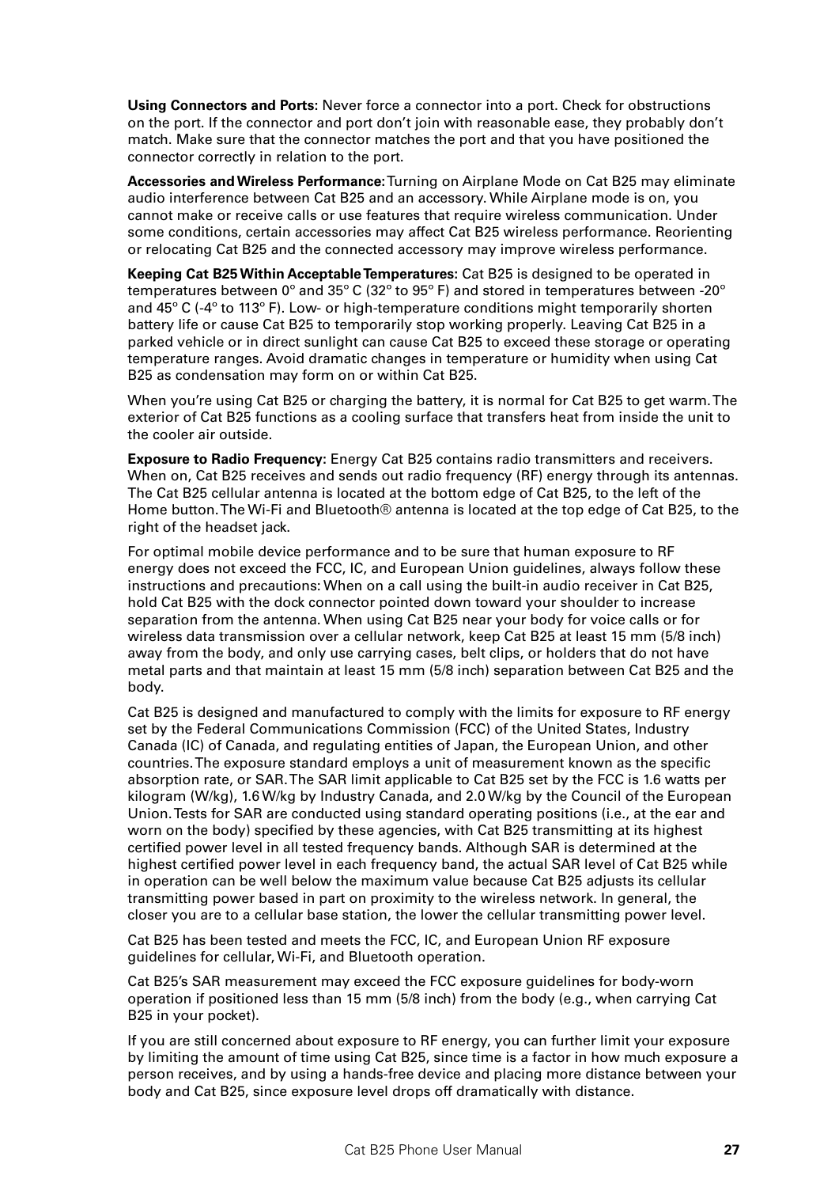**Using Connectors and Ports**: Never force a connector into a port. Check for obstructions on the port. If the connector and port don't join with reasonable ease, they probably don't match. Make sure that the connector matches the port and that you have positioned the connector correctly in relation to the port.

**Accessories and Wireless Performance:** Turning on Airplane Mode on Cat B25 may eliminate audio interference between Cat B25 and an accessory. While Airplane mode is on, you cannot make or receive calls or use features that require wireless communication. Under some conditions, certain accessories may affect Cat B25 wireless performance. Reorienting or relocating Cat B25 and the connected accessory may improve wireless performance.

**Keeping Cat B25 Within Acceptable Temperatures:** Cat B25 is designed to be operated in temperatures between 0° and 35° C (32° to 95° F) and stored in temperatures between -20° and 45° C (-4° to 113° F). Low- or high-temperature conditions might temporarily shorten battery life or cause Cat B25 to temporarily stop working properly. Leaving Cat B25 in a parked vehicle or in direct sunlight can cause Cat B25 to exceed these storage or operating temperature ranges. Avoid dramatic changes in temperature or humidity when using Cat B25 as condensation may form on or within Cat B25.

When you're using Cat B25 or charging the battery, it is normal for Cat B25 to get warm. The exterior of Cat B25 functions as a cooling surface that transfers heat from inside the unit to the cooler air outside.

**Exposure to Radio Frequency:** Energy Cat B25 contains radio transmitters and receivers. When on, Cat B25 receives and sends out radio frequency (RF) energy through its antennas. The Cat B25 cellular antenna is located at the bottom edge of Cat B25, to the left of the Home button. The Wi-Fi and Bluetooth® antenna is located at the top edge of Cat B25, to the right of the headset jack.

For optimal mobile device performance and to be sure that human exposure to RF energy does not exceed the FCC, IC, and European Union guidelines, always follow these instructions and precautions: When on a call using the built-in audio receiver in Cat B25, hold Cat B25 with the dock connector pointed down toward your shoulder to increase separation from the antenna. When using Cat B25 near your body for voice calls or for wireless data transmission over a cellular network, keep Cat B25 at least 15 mm (5/8 inch) away from the body, and only use carrying cases, belt clips, or holders that do not have metal parts and that maintain at least 15 mm (5/8 inch) separation between Cat B25 and the body.

Cat B25 is designed and manufactured to comply with the limits for exposure to RF energy set by the Federal Communications Commission (FCC) of the United States, Industry Canada (IC) of Canada, and regulating entities of Japan, the European Union, and other countries. The exposure standard employs a unit of measurement known as the specific absorption rate, or SAR. The SAR limit applicable to Cat B25 set by the FCC is 1.6 watts per kilogram (W/kg), 1.6 W/kg by Industry Canada, and 2.0 W/kg by the Council of the European Union. Tests for SAR are conducted using standard operating positions (i.e., at the ear and worn on the body) specified by these agencies, with Cat B25 transmitting at its highest certified power level in all tested frequency bands. Although SAR is determined at the highest certified power level in each frequency band, the actual SAR level of Cat B25 while in operation can be well below the maximum value because Cat B25 adjusts its cellular transmitting power based in part on proximity to the wireless network. In general, the closer you are to a cellular base station, the lower the cellular transmitting power level.

Cat B25 has been tested and meets the FCC, IC, and European Union RF exposure guidelines for cellular, Wi-Fi, and Bluetooth operation.

Cat B25's SAR measurement may exceed the FCC exposure guidelines for body-worn operation if positioned less than 15 mm (5/8 inch) from the body (e.g., when carrying Cat B25 in your pocket).

If you are still concerned about exposure to RF energy, you can further limit your exposure by limiting the amount of time using Cat B25, since time is a factor in how much exposure a person receives, and by using a hands-free device and placing more distance between your body and Cat B25, since exposure level drops off dramatically with distance.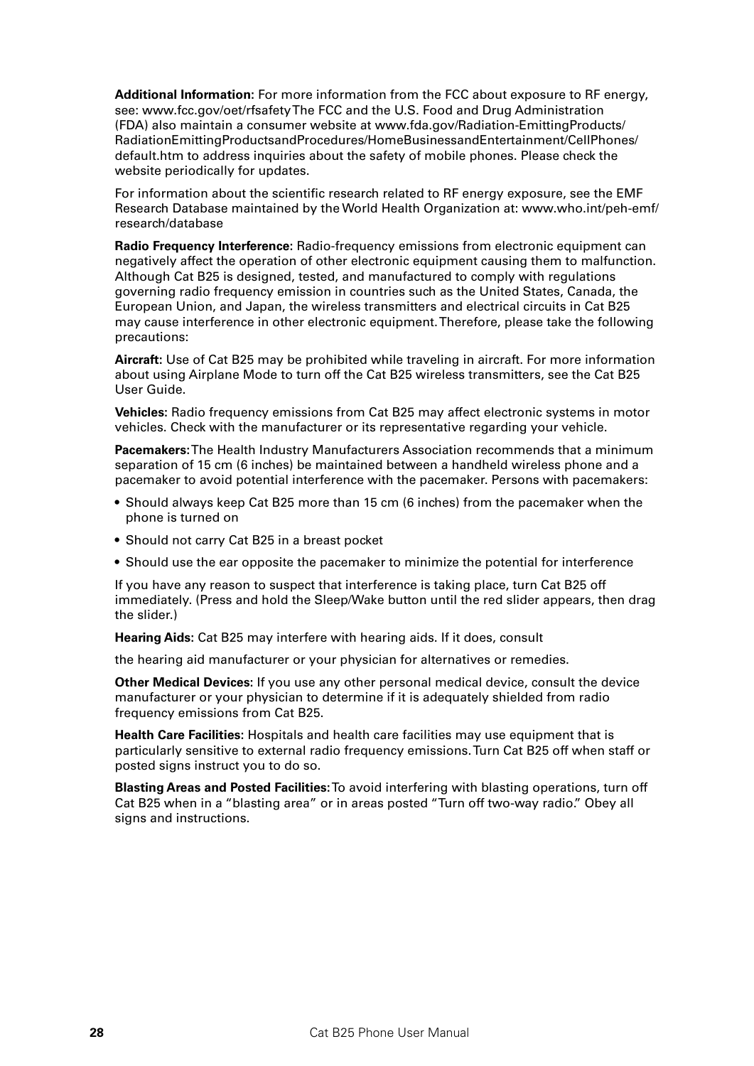**Additional Information:** For more information from the FCC about exposure to RF energy, see: www.fcc.gov/oet/rfsafety The FCC and the U.S. Food and Drug Administration (FDA) also maintain a consumer website at www.fda.gov/Radiation-EmittingProducts/RadiationEmittingProductsandProcedures/HomeBusinessandEntertainment/CellPhones/default.htm to address inquiries about the safety of mobile phones. Please check the website periodically for updates.

For information about the scientific research related to RF energy exposure, see the EMF Research Database maintained by the World Health Organization at: www.who.int/peh-emf/research/database

**Radio Frequency Interference:** Radio-frequency emissions from electronic equipment can negatively affect the operation of other electronic equipment causing them to malfunction. Although Cat B25 is designed, tested, and manufactured to comply with regulations governing radio frequency emission in countries such as the United States, Canada, the European Union, and Japan, the wireless transmitters and electrical circuits in Cat B25 may cause interference in other electronic equipment. Therefore, please take the following precautions:

**Aircraft:** Use of Cat B25 may be prohibited while traveling in aircraft. For more information about using Airplane Mode to turn off the Cat B25 wireless transmitters, see the Cat B25 User Guide.

**Vehicles:** Radio frequency emissions from Cat B25 may affect electronic systems in motor vehicles. Check with the manufacturer or its representative regarding your vehicle.

**Pacemakers:** The Health Industry Manufacturers Association recommends that a minimum separation of 15 cm (6 inches) be maintained between a handheld wireless phone and a pacemaker to avoid potential interference with the pacemaker. Persons with pacemakers:

- Should always keep Cat B25 more than 15 cm (6 inches) from the pacemaker when the phone is turned on
- Should not carry Cat B25 in a breast pocket
- Should use the ear opposite the pacemaker to minimize the potential for interference

If you have any reason to suspect that interference is taking place, turn Cat B25 off immediately. (Press and hold the Sleep/Wake button until the red slider appears, then drag the slider.)

**Hearing Aids:** Cat B25 may interfere with hearing aids. If it does, consult

the hearing aid manufacturer or your physician for alternatives or remedies.

**Other Medical Devices:** If you use any other personal medical device, consult the device manufacturer or your physician to determine if it is adequately shielded from radio frequency emissions from Cat B25.

**Health Care Facilities:** Hospitals and health care facilities may use equipment that is particularly sensitive to external radio frequency emissions. Turn Cat B25 off when staff or posted signs instruct you to do so.

**Blasting Areas and Posted Facilities:** To avoid interfering with blasting operations, turn off Cat B25 when in a "blasting area" or in areas posted "Turn off two-way radio." Obey all signs and instructions.